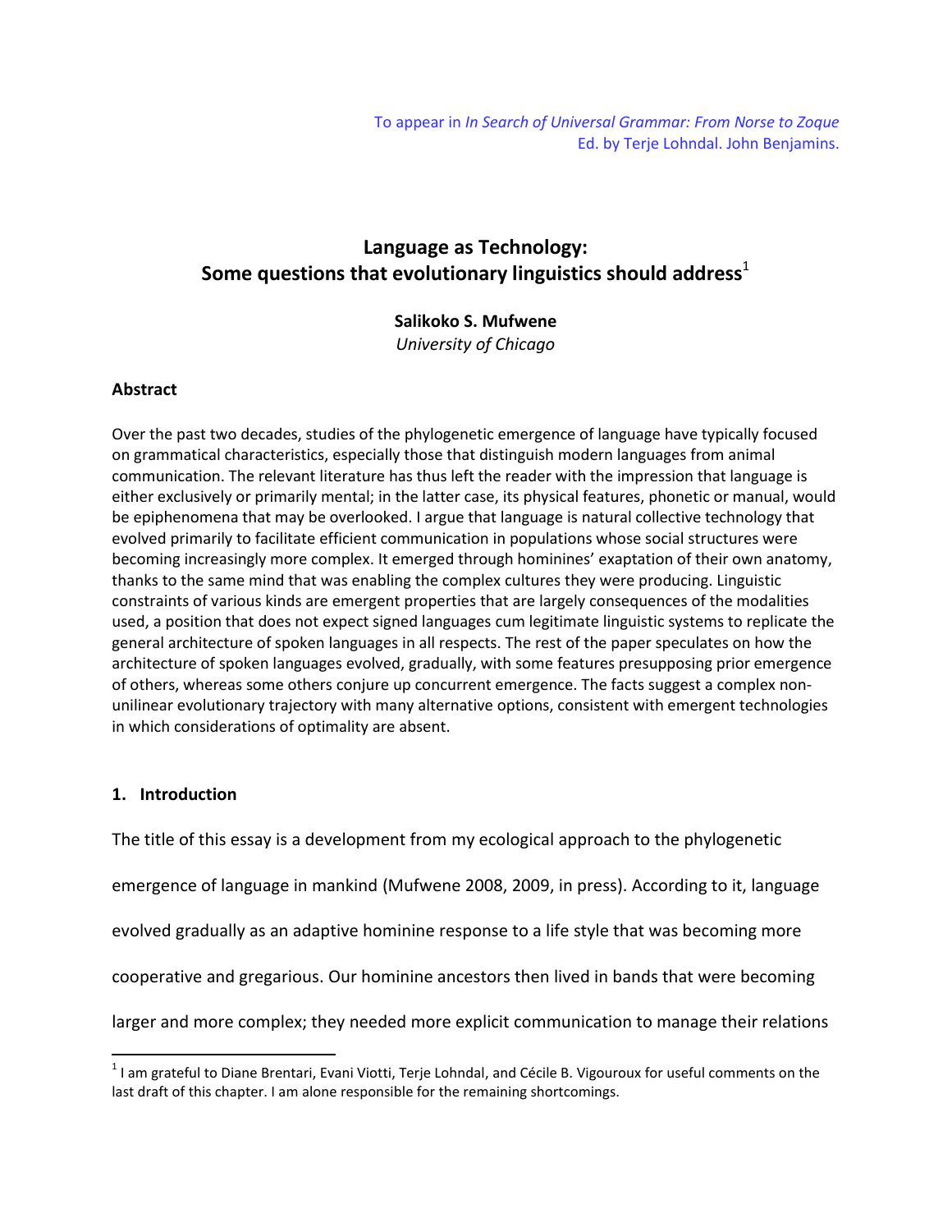To appear in *In Search of Universal Grammar: From Norse to Zoque*
Ed. by Terje Lohndal. John Benjamins.

# Language as Technology: Some questions that evolutionary linguistics should address[1]

**Salikoko S. Mufwene**
*University of Chicago*

## Abstract

Over the past two decades, studies of the phylogenetic emergence of language have typically focused on grammatical characteristics, especially those that distinguish modern languages from animal communication. The relevant literature has thus left the reader with the impression that language is either exclusively or primarily mental; in the latter case, its physical features, phonetic or manual, would be epiphenomena that may be overlooked. I argue that language is natural collective technology that evolved primarily to facilitate efficient communication in populations whose social structures were becoming increasingly more complex. It emerged through hominines' exaptation of their own anatomy, thanks to the same mind that was enabling the complex cultures they were producing. Linguistic constraints of various kinds are emergent properties that are largely consequences of the modalities used, a position that does not expect signed languages cum legitimate linguistic systems to replicate the general architecture of spoken languages in all respects. The rest of the paper speculates on how the architecture of spoken languages evolved, gradually, with some features presupposing prior emergence of others, whereas some others conjure up concurrent emergence. The facts suggest a complex non-unilinear evolutionary trajectory with many alternative options, consistent with emergent technologies in which considerations of optimality are absent.

## 1. Introduction

The title of this essay is a development from my ecological approach to the phylogenetic emergence of language in mankind (Mufwene 2008, 2009, in press). According to it, language evolved gradually as an adaptive hominine response to a life style that was becoming more cooperative and gregarious. Our hominine ancestors then lived in bands that were becoming larger and more complex; they needed more explicit communication to manage their relations

[1] I am grateful to Diane Brentari, Evani Viotti, Terje Lohndal, and Cécile B. Vigouroux for useful comments on the last draft of this chapter. I am alone responsible for the remaining shortcomings.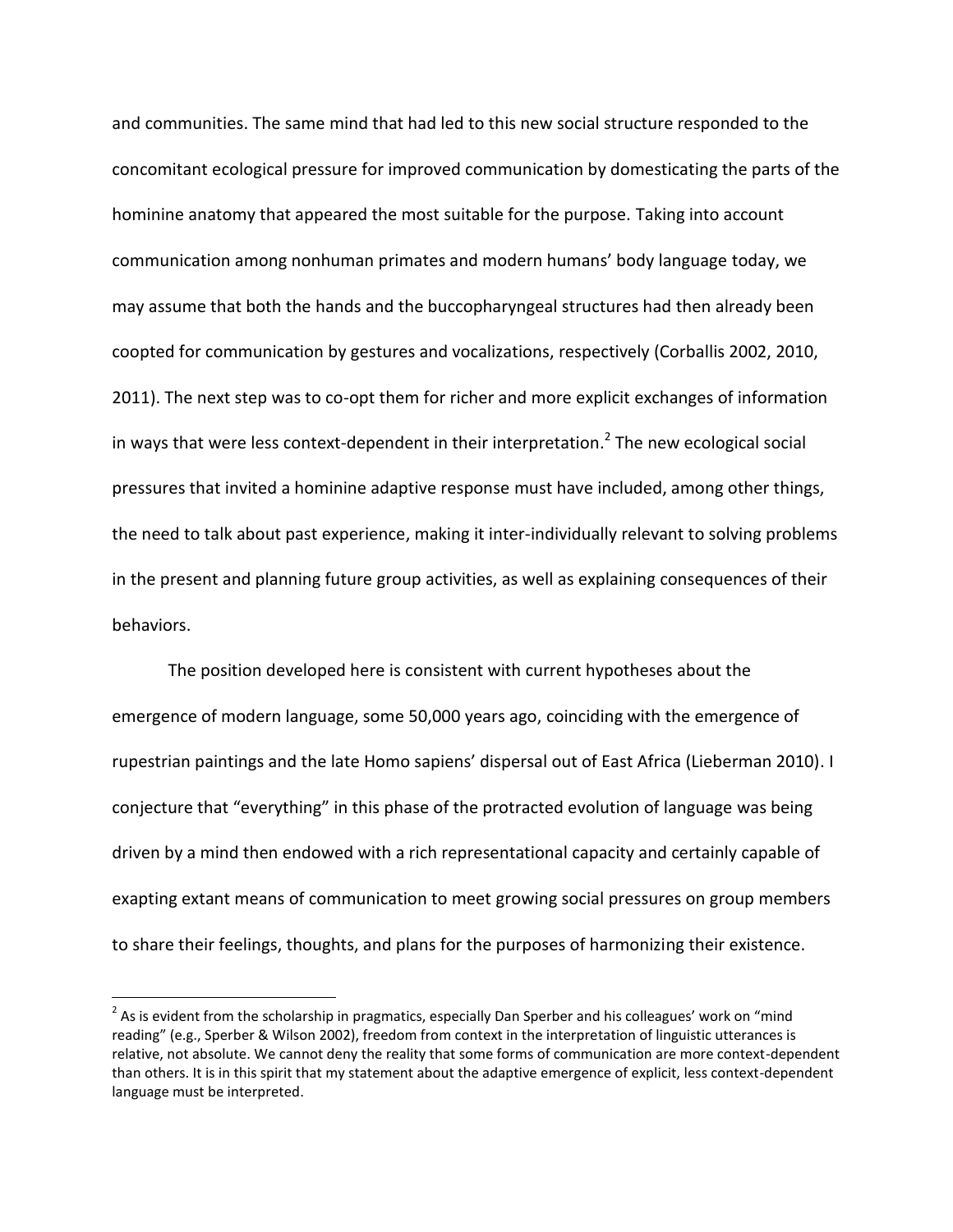and communities. The same mind that had led to this new social structure responded to the concomitant ecological pressure for improved communication by domesticating the parts of the hominine anatomy that appeared the most suitable for the purpose. Taking into account communication among nonhuman primates and modern humans' body language today, we may assume that both the hands and the buccopharyngeal structures had then already been coopted for communication by gestures and vocalizations, respectively (Corballis 2002, 2010, 2011). The next step was to co-opt them for richer and more explicit exchanges of information in ways that were less context-dependent in their interpretation.[2] The new ecological social pressures that invited a hominine adaptive response must have included, among other things, the need to talk about past experience, making it inter-individually relevant to solving problems in the present and planning future group activities, as well as explaining consequences of their behaviors.

The position developed here is consistent with current hypotheses about the emergence of modern language, some 50,000 years ago, coinciding with the emergence of rupestrian paintings and the late Homo sapiens' dispersal out of East Africa (Lieberman 2010). I conjecture that "everything" in this phase of the protracted evolution of language was being driven by a mind then endowed with a rich representational capacity and certainly capable of exapting extant means of communication to meet growing social pressures on group members to share their feelings, thoughts, and plans for the purposes of harmonizing their existence.

---

[2] As is evident from the scholarship in pragmatics, especially Dan Sperber and his colleagues' work on "mind reading" (e.g., Sperber & Wilson 2002), freedom from context in the interpretation of linguistic utterances is relative, not absolute. We cannot deny the reality that some forms of communication are more context-dependent than others. It is in this spirit that my statement about the adaptive emergence of explicit, less context-dependent language must be interpreted.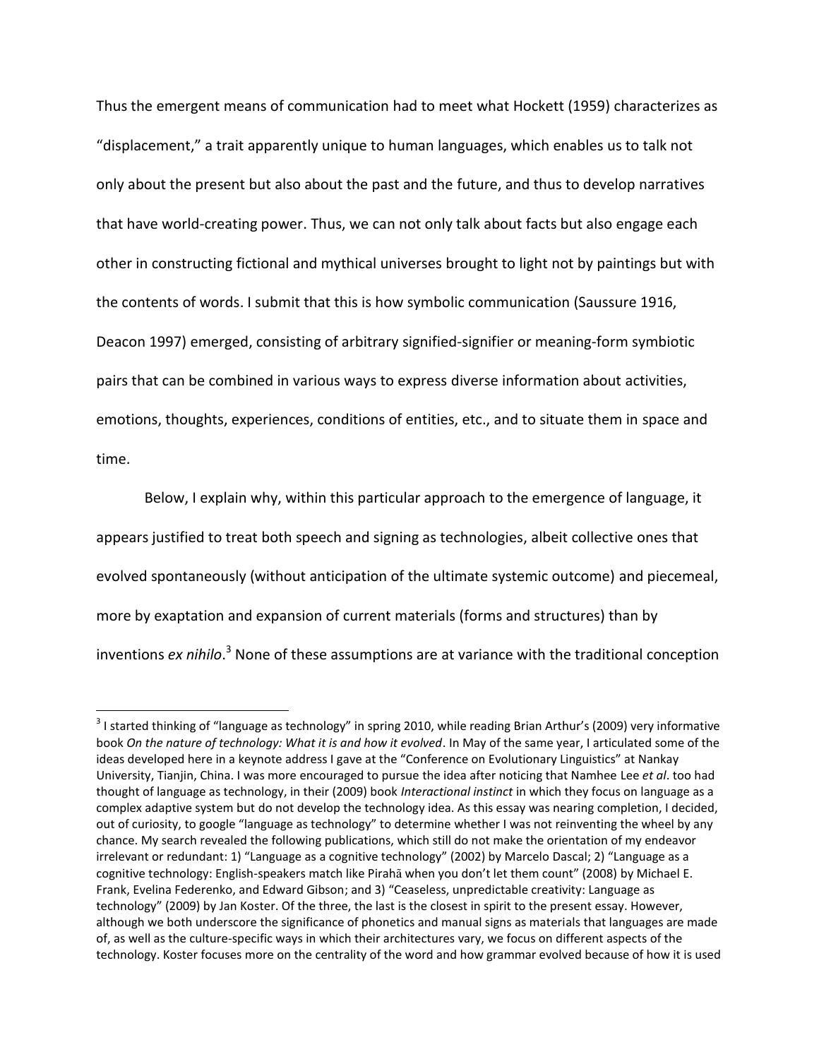Thus the emergent means of communication had to meet what Hockett (1959) characterizes as "displacement," a trait apparently unique to human languages, which enables us to talk not only about the present but also about the past and the future, and thus to develop narratives that have world-creating power. Thus, we can not only talk about facts but also engage each other in constructing fictional and mythical universes brought to light not by paintings but with the contents of words. I submit that this is how symbolic communication (Saussure 1916, Deacon 1997) emerged, consisting of arbitrary signified-signifier or meaning-form symbiotic pairs that can be combined in various ways to express diverse information about activities, emotions, thoughts, experiences, conditions of entities, etc., and to situate them in space and time.

Below, I explain why, within this particular approach to the emergence of language, it appears justified to treat both speech and signing as technologies, albeit collective ones that evolved spontaneously (without anticipation of the ultimate systemic outcome) and piecemeal, more by exaptation and expansion of current materials (forms and structures) than by inventions *ex nihilo*.[3] None of these assumptions are at variance with the traditional conception

[3] I started thinking of "language as technology" in spring 2010, while reading Brian Arthur's (2009) very informative book *On the nature of technology: What it is and how it evolved*. In May of the same year, I articulated some of the ideas developed here in a keynote address I gave at the "Conference on Evolutionary Linguistics" at Nankay University, Tianjin, China. I was more encouraged to pursue the idea after noticing that Namhee Lee *et al*. too had thought of language as technology, in their (2009) book *Interactional instinct* in which they focus on language as a complex adaptive system but do not develop the technology idea. As this essay was nearing completion, I decided, out of curiosity, to google "language as technology" to determine whether I was not reinventing the wheel by any chance. My search revealed the following publications, which still do not make the orientation of my endeavor irrelevant or redundant: 1) "Language as a cognitive technology" (2002) by Marcelo Dascal; 2) "Language as a cognitive technology: English-speakers match like Pirahã when you don't let them count" (2008) by Michael E. Frank, Evelina Federenko, and Edward Gibson; and 3) "Ceaseless, unpredictable creativity: Language as technology" (2009) by Jan Koster. Of the three, the last is the closest in spirit to the present essay. However, although we both underscore the significance of phonetics and manual signs as materials that languages are made of, as well as the culture-specific ways in which their architectures vary, we focus on different aspects of the technology. Koster focuses more on the centrality of the word and how grammar evolved because of how it is used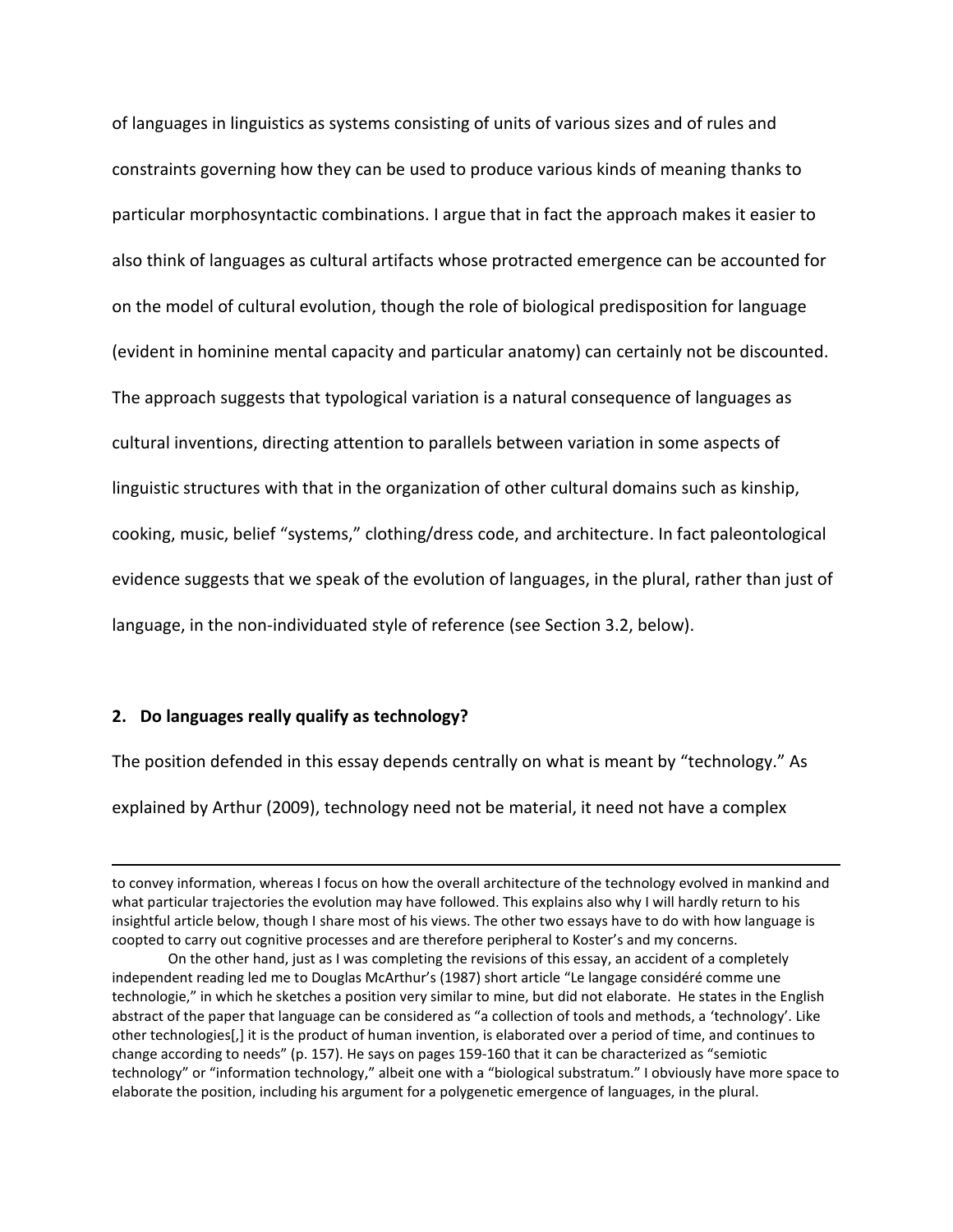of languages in linguistics as systems consisting of units of various sizes and of rules and constraints governing how they can be used to produce various kinds of meaning thanks to particular morphosyntactic combinations. I argue that in fact the approach makes it easier to also think of languages as cultural artifacts whose protracted emergence can be accounted for on the model of cultural evolution, though the role of biological predisposition for language (evident in hominine mental capacity and particular anatomy) can certainly not be discounted. The approach suggests that typological variation is a natural consequence of languages as cultural inventions, directing attention to parallels between variation in some aspects of linguistic structures with that in the organization of other cultural domains such as kinship, cooking, music, belief "systems," clothing/dress code, and architecture. In fact paleontological evidence suggests that we speak of the evolution of languages, in the plural, rather than just of language, in the non-individuated style of reference (see Section 3.2, below).

## 2. Do languages really qualify as technology?

The position defended in this essay depends centrally on what is meant by "technology." As explained by Arthur (2009), technology need not be material, it need not have a complex

---

to convey information, whereas I focus on how the overall architecture of the technology evolved in mankind and what particular trajectories the evolution may have followed. This explains also why I will hardly return to his insightful article below, though I share most of his views. The other two essays have to do with how language is coopted to carry out cognitive processes and are therefore peripheral to Koster's and my concerns.

On the other hand, just as I was completing the revisions of this essay, an accident of a completely independent reading led me to Douglas McArthur's (1987) short article "Le langage considéré comme une technologie," in which he sketches a position very similar to mine, but did not elaborate. He states in the English abstract of the paper that language can be considered as "a collection of tools and methods, a 'technology'. Like other technologies[,] it is the product of human invention, is elaborated over a period of time, and continues to change according to needs" (p. 157). He says on pages 159-160 that it can be characterized as "semiotic technology" or "information technology," albeit one with a "biological substratum." I obviously have more space to elaborate the position, including his argument for a polygenetic emergence of languages, in the plural.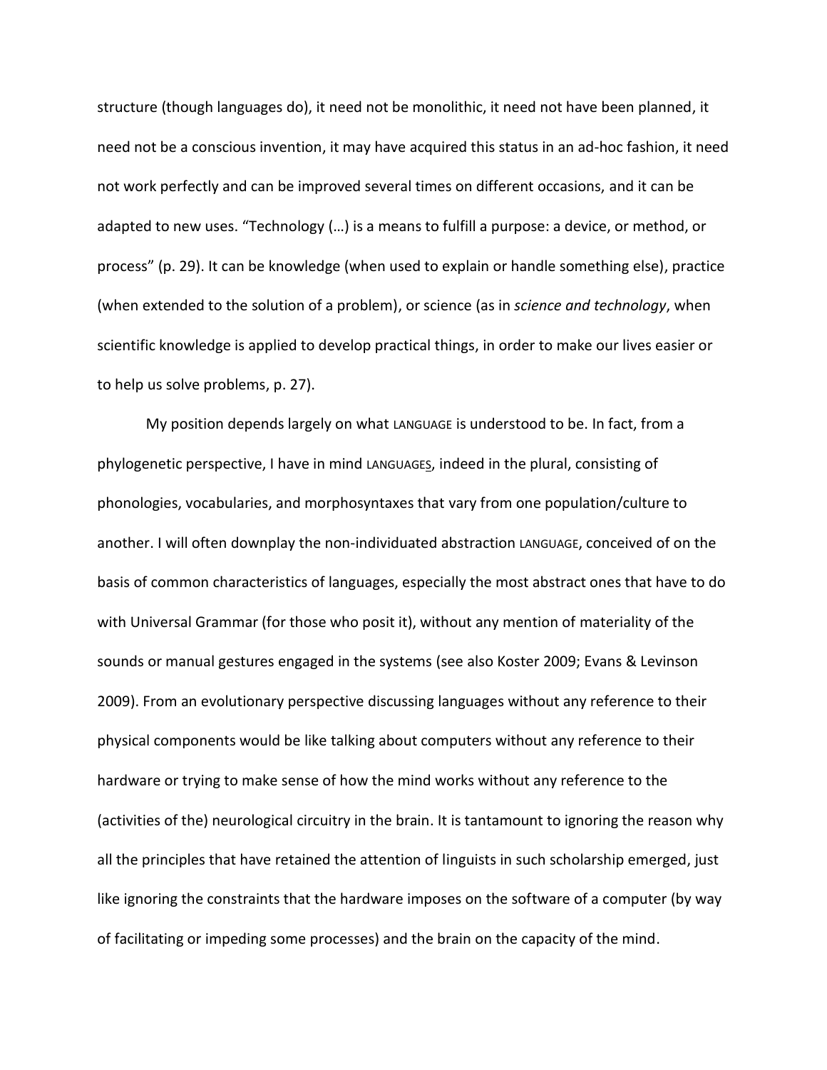structure (though languages do), it need not be monolithic, it need not have been planned, it need not be a conscious invention, it may have acquired this status in an ad-hoc fashion, it need not work perfectly and can be improved several times on different occasions, and it can be adapted to new uses. "Technology (…) is a means to fulfill a purpose: a device, or method, or process" (p. 29). It can be knowledge (when used to explain or handle something else), practice (when extended to the solution of a problem), or science (as in *science and technology*, when scientific knowledge is applied to develop practical things, in order to make our lives easier or to help us solve problems, p. 27).

My position depends largely on what LANGUAGE is understood to be. In fact, from a phylogenetic perspective, I have in mind LANGUAGES, indeed in the plural, consisting of phonologies, vocabularies, and morphosyntaxes that vary from one population/culture to another. I will often downplay the non-individuated abstraction LANGUAGE, conceived of on the basis of common characteristics of languages, especially the most abstract ones that have to do with Universal Grammar (for those who posit it), without any mention of materiality of the sounds or manual gestures engaged in the systems (see also Koster 2009; Evans & Levinson 2009). From an evolutionary perspective discussing languages without any reference to their physical components would be like talking about computers without any reference to their hardware or trying to make sense of how the mind works without any reference to the (activities of the) neurological circuitry in the brain. It is tantamount to ignoring the reason why all the principles that have retained the attention of linguists in such scholarship emerged, just like ignoring the constraints that the hardware imposes on the software of a computer (by way of facilitating or impeding some processes) and the brain on the capacity of the mind.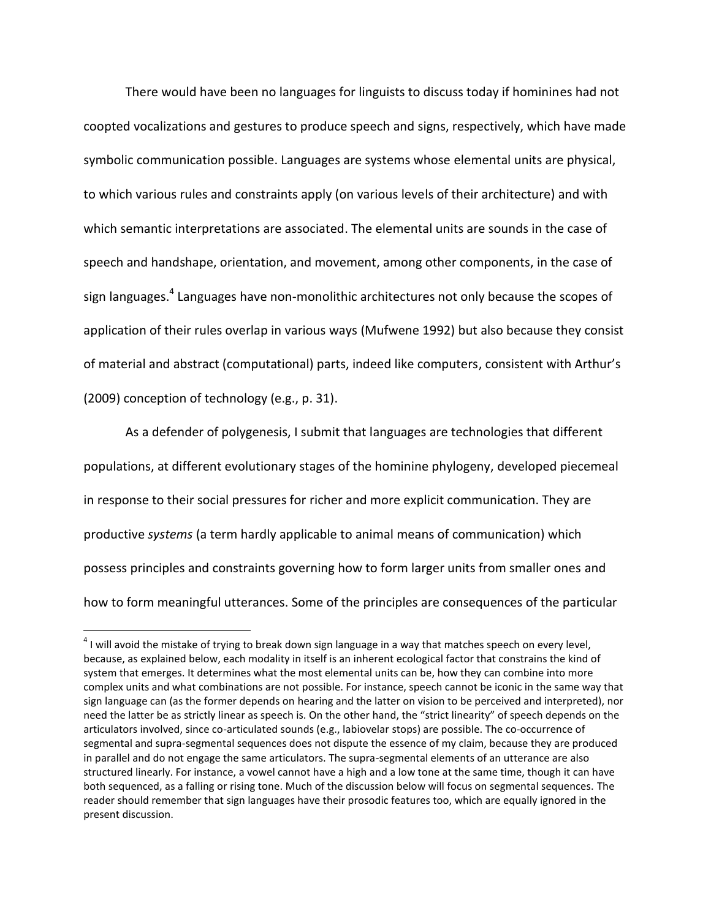There would have been no languages for linguists to discuss today if hominines had not coopted vocalizations and gestures to produce speech and signs, respectively, which have made symbolic communication possible. Languages are systems whose elemental units are physical, to which various rules and constraints apply (on various levels of their architecture) and with which semantic interpretations are associated. The elemental units are sounds in the case of speech and handshape, orientation, and movement, among other components, in the case of sign languages.[4] Languages have non-monolithic architectures not only because the scopes of application of their rules overlap in various ways (Mufwene 1992) but also because they consist of material and abstract (computational) parts, indeed like computers, consistent with Arthur's (2009) conception of technology (e.g., p. 31).

As a defender of polygenesis, I submit that languages are technologies that different populations, at different evolutionary stages of the hominine phylogeny, developed piecemeal in response to their social pressures for richer and more explicit communication. They are productive *systems* (a term hardly applicable to animal means of communication) which possess principles and constraints governing how to form larger units from smaller ones and how to form meaningful utterances. Some of the principles are consequences of the particular

---

[4] I will avoid the mistake of trying to break down sign language in a way that matches speech on every level, because, as explained below, each modality in itself is an inherent ecological factor that constrains the kind of system that emerges. It determines what the most elemental units can be, how they can combine into more complex units and what combinations are not possible. For instance, speech cannot be iconic in the same way that sign language can (as the former depends on hearing and the latter on vision to be perceived and interpreted), nor need the latter be as strictly linear as speech is. On the other hand, the "strict linearity" of speech depends on the articulators involved, since co-articulated sounds (e.g., labiovelar stops) are possible. The co-occurrence of segmental and supra-segmental sequences does not dispute the essence of my claim, because they are produced in parallel and do not engage the same articulators. The supra-segmental elements of an utterance are also structured linearly. For instance, a vowel cannot have a high and a low tone at the same time, though it can have both sequenced, as a falling or rising tone. Much of the discussion below will focus on segmental sequences. The reader should remember that sign languages have their prosodic features too, which are equally ignored in the present discussion.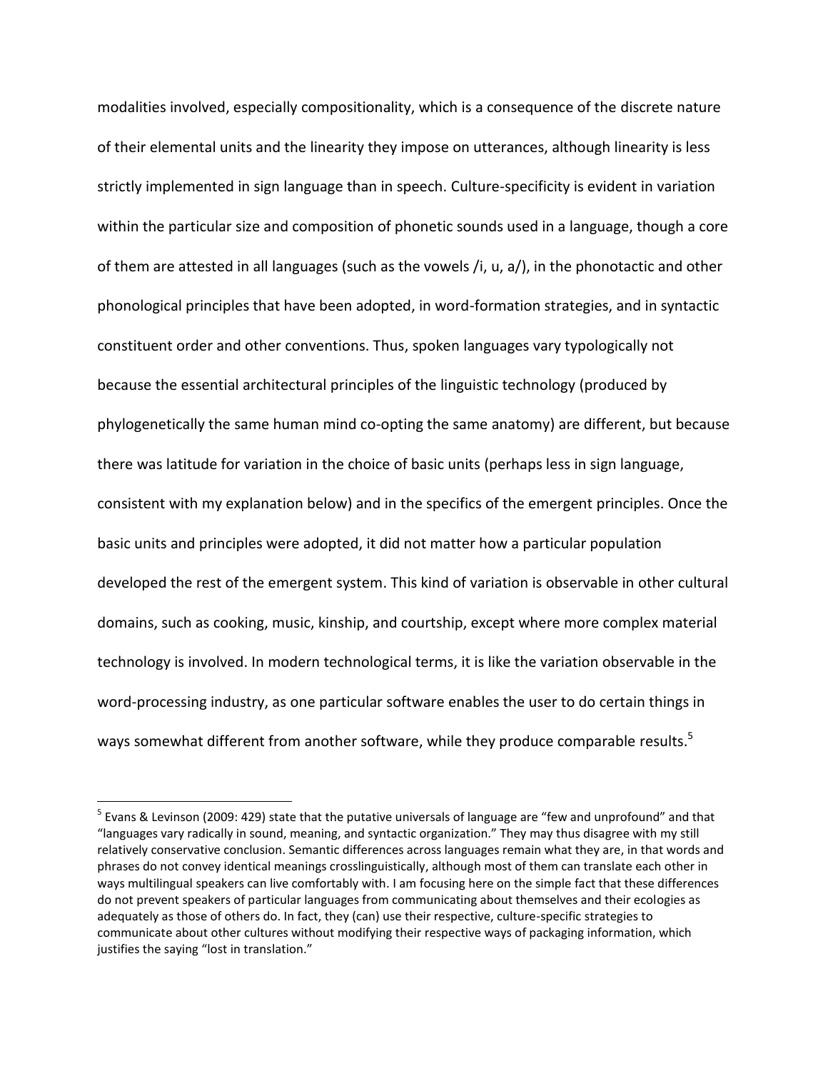modalities involved, especially compositionality, which is a consequence of the discrete nature of their elemental units and the linearity they impose on utterances, although linearity is less strictly implemented in sign language than in speech. Culture-specificity is evident in variation within the particular size and composition of phonetic sounds used in a language, though a core of them are attested in all languages (such as the vowels /i, u, a/), in the phonotactic and other phonological principles that have been adopted, in word-formation strategies, and in syntactic constituent order and other conventions. Thus, spoken languages vary typologically not because the essential architectural principles of the linguistic technology (produced by phylogenetically the same human mind co-opting the same anatomy) are different, but because there was latitude for variation in the choice of basic units (perhaps less in sign language, consistent with my explanation below) and in the specifics of the emergent principles. Once the basic units and principles were adopted, it did not matter how a particular population developed the rest of the emergent system. This kind of variation is observable in other cultural domains, such as cooking, music, kinship, and courtship, except where more complex material technology is involved. In modern technological terms, it is like the variation observable in the word-processing industry, as one particular software enables the user to do certain things in ways somewhat different from another software, while they produce comparable results.[5]

---

[5] Evans & Levinson (2009: 429) state that the putative universals of language are "few and unprofound" and that "languages vary radically in sound, meaning, and syntactic organization." They may thus disagree with my still relatively conservative conclusion. Semantic differences across languages remain what they are, in that words and phrases do not convey identical meanings crosslinguistically, although most of them can translate each other in ways multilingual speakers can live comfortably with. I am focusing here on the simple fact that these differences do not prevent speakers of particular languages from communicating about themselves and their ecologies as adequately as those of others do. In fact, they (can) use their respective, culture-specific strategies to communicate about other cultures without modifying their respective ways of packaging information, which justifies the saying "lost in translation."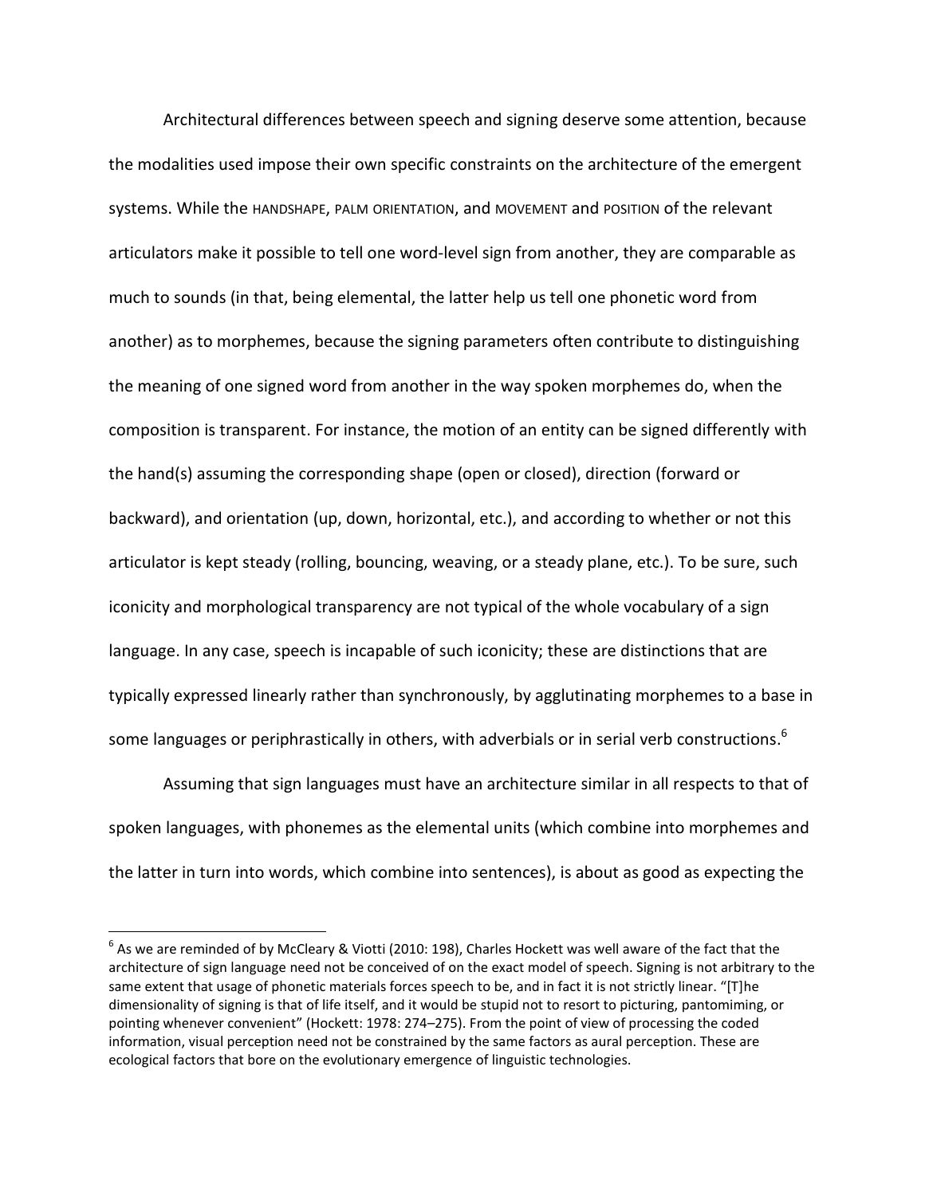Architectural differences between speech and signing deserve some attention, because the modalities used impose their own specific constraints on the architecture of the emergent systems. While the HANDSHAPE, PALM ORIENTATION, and MOVEMENT and POSITION of the relevant articulators make it possible to tell one word-level sign from another, they are comparable as much to sounds (in that, being elemental, the latter help us tell one phonetic word from another) as to morphemes, because the signing parameters often contribute to distinguishing the meaning of one signed word from another in the way spoken morphemes do, when the composition is transparent. For instance, the motion of an entity can be signed differently with the hand(s) assuming the corresponding shape (open or closed), direction (forward or backward), and orientation (up, down, horizontal, etc.), and according to whether or not this articulator is kept steady (rolling, bouncing, weaving, or a steady plane, etc.). To be sure, such iconicity and morphological transparency are not typical of the whole vocabulary of a sign language. In any case, speech is incapable of such iconicity; these are distinctions that are typically expressed linearly rather than synchronously, by agglutinating morphemes to a base in some languages or periphrastically in others, with adverbials or in serial verb constructions.[6]

Assuming that sign languages must have an architecture similar in all respects to that of spoken languages, with phonemes as the elemental units (which combine into morphemes and the latter in turn into words, which combine into sentences), is about as good as expecting the

---

[6] As we are reminded of by McCleary & Viotti (2010: 198), Charles Hockett was well aware of the fact that the architecture of sign language need not be conceived of on the exact model of speech. Signing is not arbitrary to the same extent that usage of phonetic materials forces speech to be, and in fact it is not strictly linear. "[T]he dimensionality of signing is that of life itself, and it would be stupid not to resort to picturing, pantomiming, or pointing whenever convenient" (Hockett: 1978: 274–275). From the point of view of processing the coded information, visual perception need not be constrained by the same factors as aural perception. These are ecological factors that bore on the evolutionary emergence of linguistic technologies.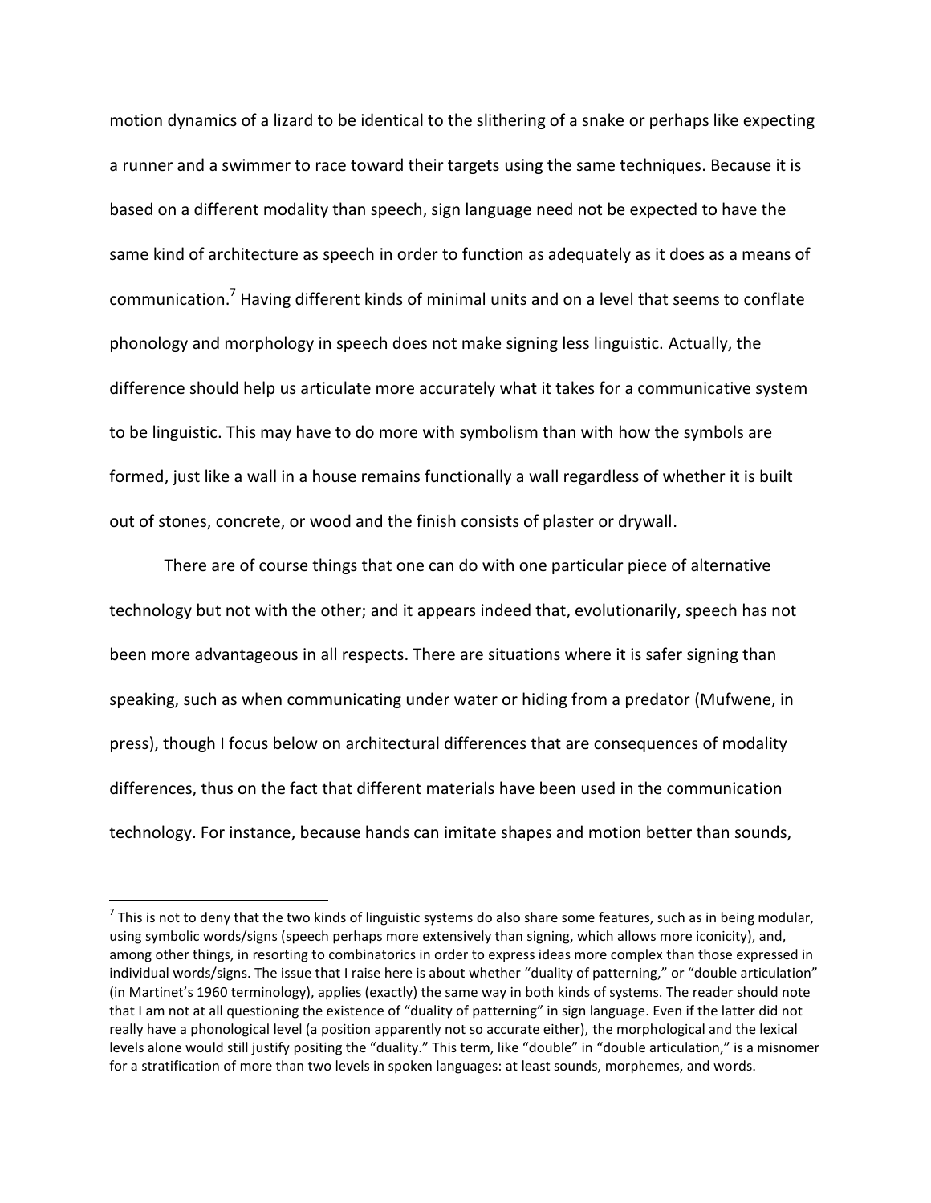motion dynamics of a lizard to be identical to the slithering of a snake or perhaps like expecting a runner and a swimmer to race toward their targets using the same techniques. Because it is based on a different modality than speech, sign language need not be expected to have the same kind of architecture as speech in order to function as adequately as it does as a means of communication.[7] Having different kinds of minimal units and on a level that seems to conflate phonology and morphology in speech does not make signing less linguistic. Actually, the difference should help us articulate more accurately what it takes for a communicative system to be linguistic. This may have to do more with symbolism than with how the symbols are formed, just like a wall in a house remains functionally a wall regardless of whether it is built out of stones, concrete, or wood and the finish consists of plaster or drywall.

There are of course things that one can do with one particular piece of alternative technology but not with the other; and it appears indeed that, evolutionarily, speech has not been more advantageous in all respects. There are situations where it is safer signing than speaking, such as when communicating under water or hiding from a predator (Mufwene, in press), though I focus below on architectural differences that are consequences of modality differences, thus on the fact that different materials have been used in the communication technology. For instance, because hands can imitate shapes and motion better than sounds,

[7] This is not to deny that the two kinds of linguistic systems do also share some features, such as in being modular, using symbolic words/signs (speech perhaps more extensively than signing, which allows more iconicity), and, among other things, in resorting to combinatorics in order to express ideas more complex than those expressed in individual words/signs. The issue that I raise here is about whether "duality of patterning," or "double articulation" (in Martinet's 1960 terminology), applies (exactly) the same way in both kinds of systems. The reader should note that I am not at all questioning the existence of "duality of patterning" in sign language. Even if the latter did not really have a phonological level (a position apparently not so accurate either), the morphological and the lexical levels alone would still justify positing the "duality." This term, like "double" in "double articulation," is a misnomer for a stratification of more than two levels in spoken languages: at least sounds, morphemes, and words.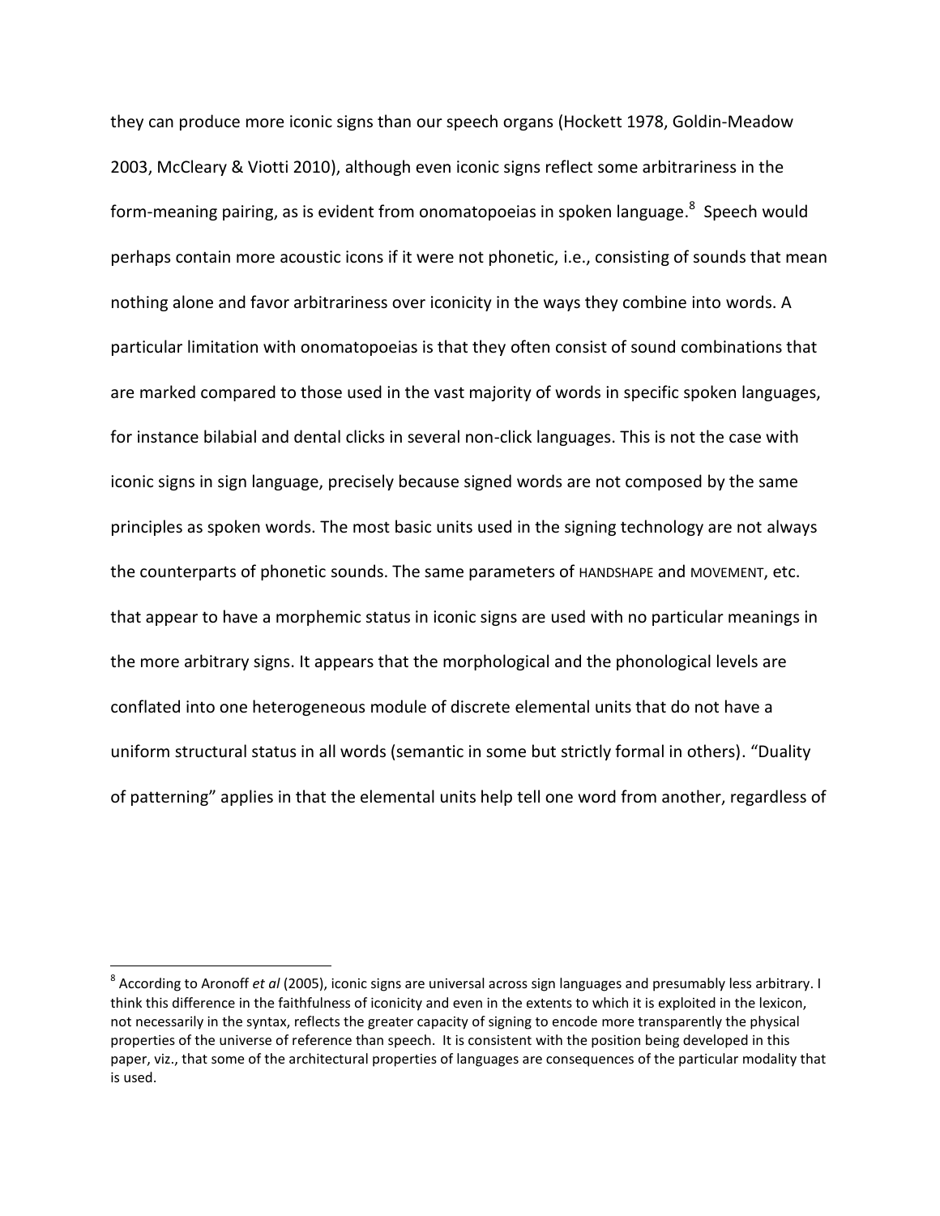they can produce more iconic signs than our speech organs (Hockett 1978, Goldin-Meadow 2003, McCleary & Viotti 2010), although even iconic signs reflect some arbitrariness in the form-meaning pairing, as is evident from onomatopoeias in spoken language.[8] Speech would perhaps contain more acoustic icons if it were not phonetic, i.e., consisting of sounds that mean nothing alone and favor arbitrariness over iconicity in the ways they combine into words. A particular limitation with onomatopoeias is that they often consist of sound combinations that are marked compared to those used in the vast majority of words in specific spoken languages, for instance bilabial and dental clicks in several non-click languages. This is not the case with iconic signs in sign language, precisely because signed words are not composed by the same principles as spoken words. The most basic units used in the signing technology are not always the counterparts of phonetic sounds. The same parameters of HANDSHAPE and MOVEMENT, etc. that appear to have a morphemic status in iconic signs are used with no particular meanings in the more arbitrary signs. It appears that the morphological and the phonological levels are conflated into one heterogeneous module of discrete elemental units that do not have a uniform structural status in all words (semantic in some but strictly formal in others). "Duality of patterning" applies in that the elemental units help tell one word from another, regardless of

---

[8] According to Aronoff *et al* (2005), iconic signs are universal across sign languages and presumably less arbitrary. I think this difference in the faithfulness of iconicity and even in the extents to which it is exploited in the lexicon, not necessarily in the syntax, reflects the greater capacity of signing to encode more transparently the physical properties of the universe of reference than speech. It is consistent with the position being developed in this paper, viz., that some of the architectural properties of languages are consequences of the particular modality that is used.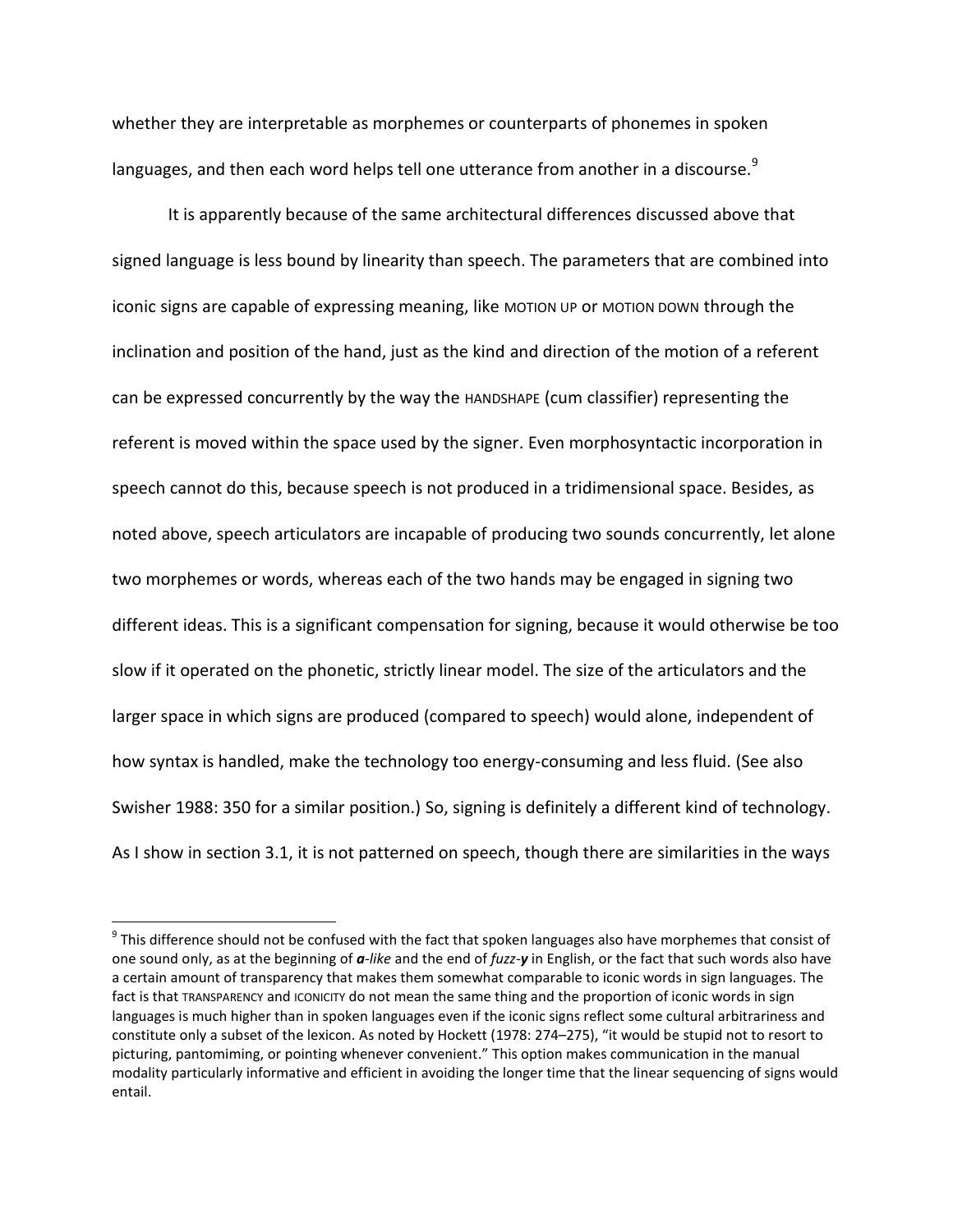whether they are interpretable as morphemes or counterparts of phonemes in spoken languages, and then each word helps tell one utterance from another in a discourse.[9]

It is apparently because of the same architectural differences discussed above that signed language is less bound by linearity than speech. The parameters that are combined into iconic signs are capable of expressing meaning, like MOTION UP or MOTION DOWN through the inclination and position of the hand, just as the kind and direction of the motion of a referent can be expressed concurrently by the way the HANDSHAPE (cum classifier) representing the referent is moved within the space used by the signer. Even morphosyntactic incorporation in speech cannot do this, because speech is not produced in a tridimensional space. Besides, as noted above, speech articulators are incapable of producing two sounds concurrently, let alone two morphemes or words, whereas each of the two hands may be engaged in signing two different ideas. This is a significant compensation for signing, because it would otherwise be too slow if it operated on the phonetic, strictly linear model. The size of the articulators and the larger space in which signs are produced (compared to speech) would alone, independent of how syntax is handled, make the technology too energy-consuming and less fluid. (See also Swisher 1988: 350 for a similar position.) So, signing is definitely a different kind of technology. As I show in section 3.1, it is not patterned on speech, though there are similarities in the ways

[9] This difference should not be confused with the fact that spoken languages also have morphemes that consist of one sound only, as at the beginning of ***a**-like* and the end of *fuzz-**y*** in English, or the fact that such words also have a certain amount of transparency that makes them somewhat comparable to iconic words in sign languages. The fact is that TRANSPARENCY and ICONICITY do not mean the same thing and the proportion of iconic words in sign languages is much higher than in spoken languages even if the iconic signs reflect some cultural arbitrariness and constitute only a subset of the lexicon. As noted by Hockett (1978: 274–275), "it would be stupid not to resort to picturing, pantomiming, or pointing whenever convenient." This option makes communication in the manual modality particularly informative and efficient in avoiding the longer time that the linear sequencing of signs would entail.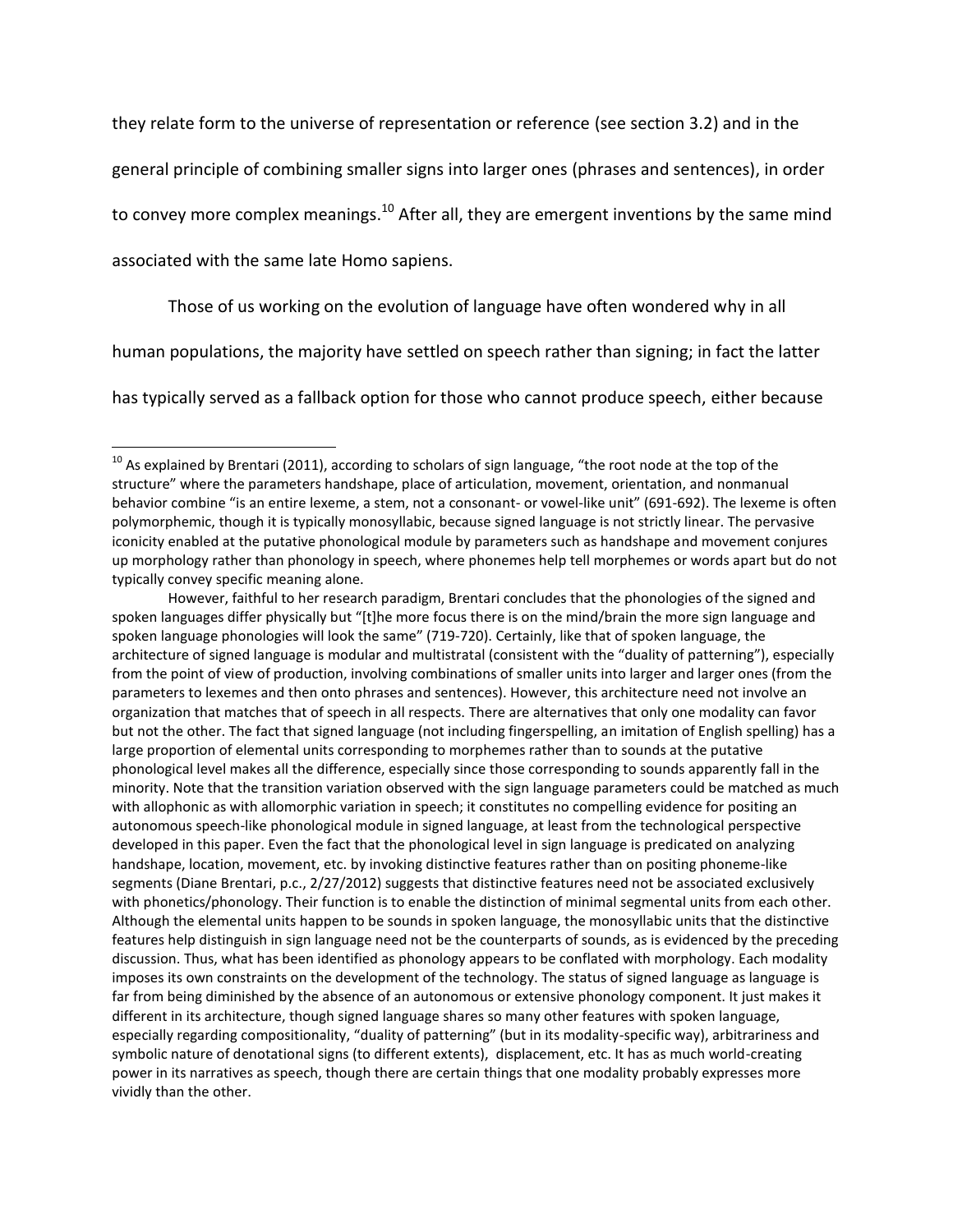they relate form to the universe of representation or reference (see section 3.2) and in the general principle of combining smaller signs into larger ones (phrases and sentences), in order to convey more complex meanings.[10] After all, they are emergent inventions by the same mind associated with the same late Homo sapiens.

Those of us working on the evolution of language have often wondered why in all human populations, the majority have settled on speech rather than signing; in fact the latter has typically served as a fallback option for those who cannot produce speech, either because

---

[10] As explained by Brentari (2011), according to scholars of sign language, "the root node at the top of the structure" where the parameters handshape, place of articulation, movement, orientation, and nonmanual behavior combine "is an entire lexeme, a stem, not a consonant- or vowel-like unit" (691-692). The lexeme is often polymorphemic, though it is typically monosyllabic, because signed language is not strictly linear. The pervasive iconicity enabled at the putative phonological module by parameters such as handshape and movement conjures up morphology rather than phonology in speech, where phonemes help tell morphemes or words apart but do not typically convey specific meaning alone.

However, faithful to her research paradigm, Brentari concludes that the phonologies of the signed and spoken languages differ physically but "[t]he more focus there is on the mind/brain the more sign language and spoken language phonologies will look the same" (719-720). Certainly, like that of spoken language, the architecture of signed language is modular and multistratal (consistent with the "duality of patterning"), especially from the point of view of production, involving combinations of smaller units into larger and larger ones (from the parameters to lexemes and then onto phrases and sentences). However, this architecture need not involve an organization that matches that of speech in all respects. There are alternatives that only one modality can favor but not the other. The fact that signed language (not including fingerspelling, an imitation of English spelling) has a large proportion of elemental units corresponding to morphemes rather than to sounds at the putative phonological level makes all the difference, especially since those corresponding to sounds apparently fall in the minority. Note that the transition variation observed with the sign language parameters could be matched as much with allophonic as with allomorphic variation in speech; it constitutes no compelling evidence for positing an autonomous speech-like phonological module in signed language, at least from the technological perspective developed in this paper. Even the fact that the phonological level in sign language is predicated on analyzing handshape, location, movement, etc. by invoking distinctive features rather than on positing phoneme-like segments (Diane Brentari, p.c., 2/27/2012) suggests that distinctive features need not be associated exclusively with phonetics/phonology. Their function is to enable the distinction of minimal segmental units from each other. Although the elemental units happen to be sounds in spoken language, the monosyllabic units that the distinctive features help distinguish in sign language need not be the counterparts of sounds, as is evidenced by the preceding discussion. Thus, what has been identified as phonology appears to be conflated with morphology. Each modality imposes its own constraints on the development of the technology. The status of signed language as language is far from being diminished by the absence of an autonomous or extensive phonology component. It just makes it different in its architecture, though signed language shares so many other features with spoken language, especially regarding compositionality, "duality of patterning" (but in its modality-specific way), arbitrariness and symbolic nature of denotational signs (to different extents), displacement, etc. It has as much world-creating power in its narratives as speech, though there are certain things that one modality probably expresses more vividly than the other.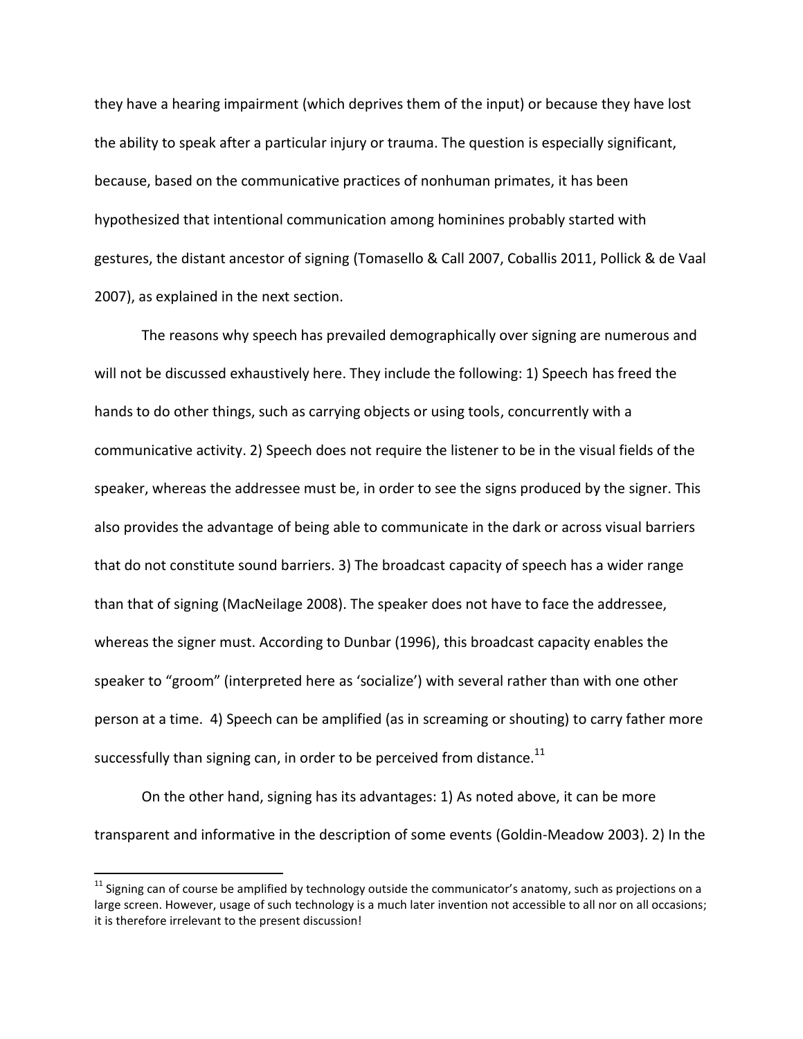they have a hearing impairment (which deprives them of the input) or because they have lost the ability to speak after a particular injury or trauma. The question is especially significant, because, based on the communicative practices of nonhuman primates, it has been hypothesized that intentional communication among hominines probably started with gestures, the distant ancestor of signing (Tomasello & Call 2007, Coballis 2011, Pollick & de Vaal 2007), as explained in the next section.

The reasons why speech has prevailed demographically over signing are numerous and will not be discussed exhaustively here. They include the following: 1) Speech has freed the hands to do other things, such as carrying objects or using tools, concurrently with a communicative activity. 2) Speech does not require the listener to be in the visual fields of the speaker, whereas the addressee must be, in order to see the signs produced by the signer. This also provides the advantage of being able to communicate in the dark or across visual barriers that do not constitute sound barriers. 3) The broadcast capacity of speech has a wider range than that of signing (MacNeilage 2008). The speaker does not have to face the addressee, whereas the signer must. According to Dunbar (1996), this broadcast capacity enables the speaker to "groom" (interpreted here as 'socialize') with several rather than with one other person at a time. 4) Speech can be amplified (as in screaming or shouting) to carry father more successfully than signing can, in order to be perceived from distance.[11]

On the other hand, signing has its advantages: 1) As noted above, it can be more transparent and informative in the description of some events (Goldin-Meadow 2003). 2) In the

[11] Signing can of course be amplified by technology outside the communicator's anatomy, such as projections on a large screen. However, usage of such technology is a much later invention not accessible to all nor on all occasions; it is therefore irrelevant to the present discussion!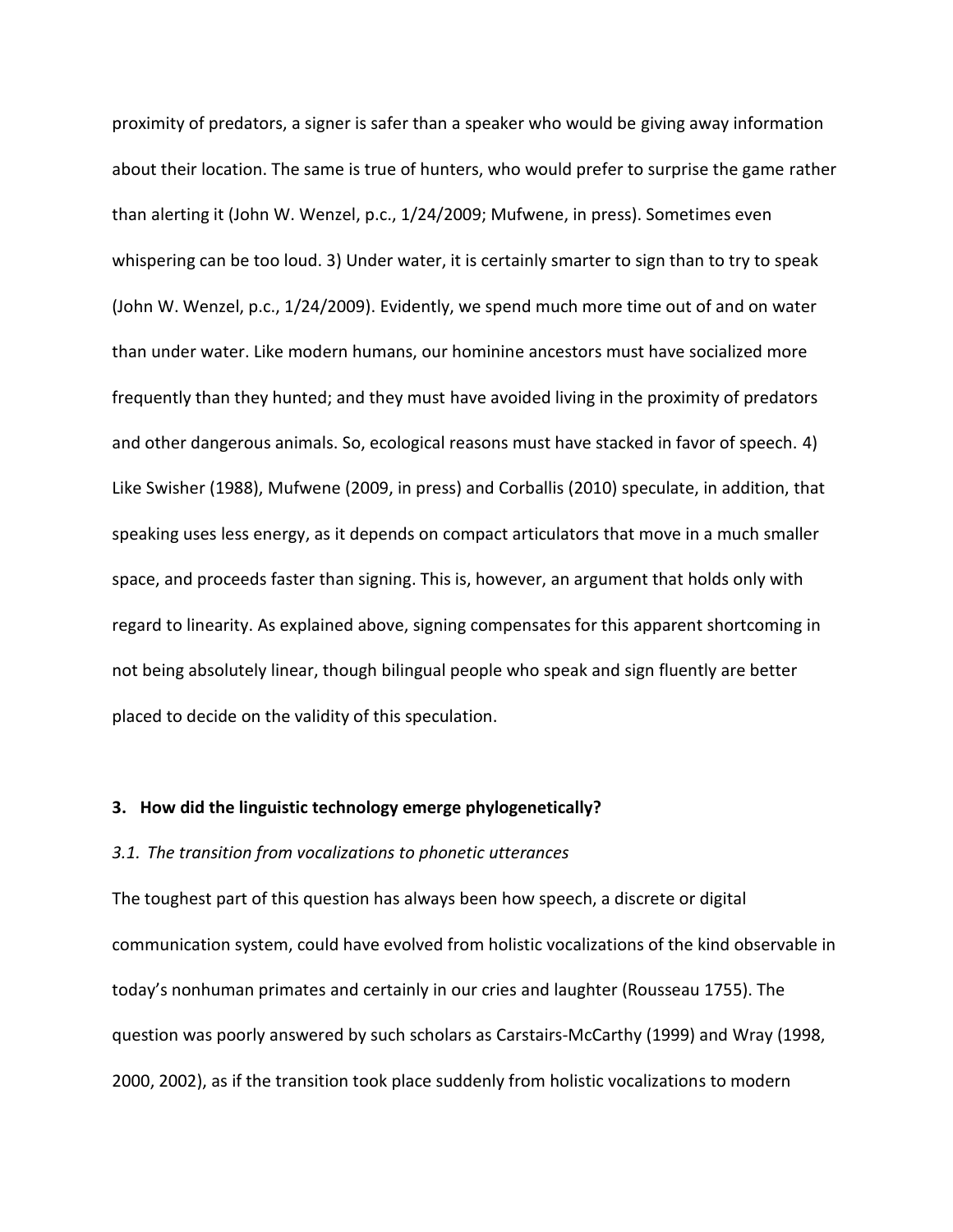proximity of predators, a signer is safer than a speaker who would be giving away information about their location. The same is true of hunters, who would prefer to surprise the game rather than alerting it (John W. Wenzel, p.c., 1/24/2009; Mufwene, in press). Sometimes even whispering can be too loud. 3) Under water, it is certainly smarter to sign than to try to speak (John W. Wenzel, p.c., 1/24/2009). Evidently, we spend much more time out of and on water than under water. Like modern humans, our hominine ancestors must have socialized more frequently than they hunted; and they must have avoided living in the proximity of predators and other dangerous animals. So, ecological reasons must have stacked in favor of speech. 4) Like Swisher (1988), Mufwene (2009, in press) and Corballis (2010) speculate, in addition, that speaking uses less energy, as it depends on compact articulators that move in a much smaller space, and proceeds faster than signing. This is, however, an argument that holds only with regard to linearity. As explained above, signing compensates for this apparent shortcoming in not being absolutely linear, though bilingual people who speak and sign fluently are better placed to decide on the validity of this speculation.

## 3. How did the linguistic technology emerge phylogenetically?

### *3.1. The transition from vocalizations to phonetic utterances*

The toughest part of this question has always been how speech, a discrete or digital communication system, could have evolved from holistic vocalizations of the kind observable in today's nonhuman primates and certainly in our cries and laughter (Rousseau 1755). The question was poorly answered by such scholars as Carstairs-McCarthy (1999) and Wray (1998, 2000, 2002), as if the transition took place suddenly from holistic vocalizations to modern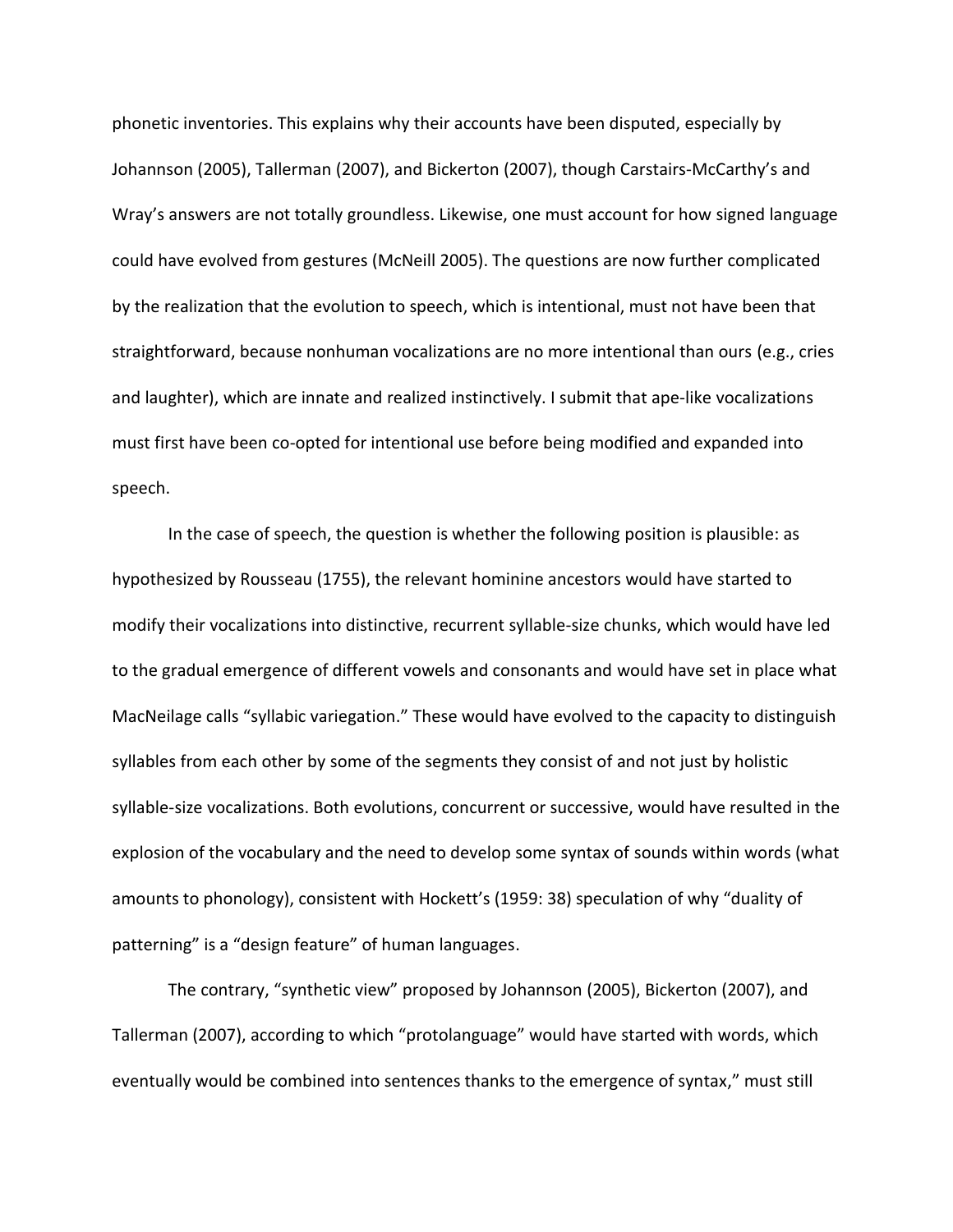phonetic inventories. This explains why their accounts have been disputed, especially by Johannson (2005), Tallerman (2007), and Bickerton (2007), though Carstairs-McCarthy's and Wray's answers are not totally groundless. Likewise, one must account for how signed language could have evolved from gestures (McNeill 2005). The questions are now further complicated by the realization that the evolution to speech, which is intentional, must not have been that straightforward, because nonhuman vocalizations are no more intentional than ours (e.g., cries and laughter), which are innate and realized instinctively. I submit that ape-like vocalizations must first have been co-opted for intentional use before being modified and expanded into speech.

In the case of speech, the question is whether the following position is plausible: as hypothesized by Rousseau (1755), the relevant hominine ancestors would have started to modify their vocalizations into distinctive, recurrent syllable-size chunks, which would have led to the gradual emergence of different vowels and consonants and would have set in place what MacNeilage calls "syllabic variegation." These would have evolved to the capacity to distinguish syllables from each other by some of the segments they consist of and not just by holistic syllable-size vocalizations. Both evolutions, concurrent or successive, would have resulted in the explosion of the vocabulary and the need to develop some syntax of sounds within words (what amounts to phonology), consistent with Hockett's (1959: 38) speculation of why "duality of patterning" is a "design feature" of human languages.

The contrary, "synthetic view" proposed by Johannson (2005), Bickerton (2007), and Tallerman (2007), according to which "protolanguage" would have started with words, which eventually would be combined into sentences thanks to the emergence of syntax," must still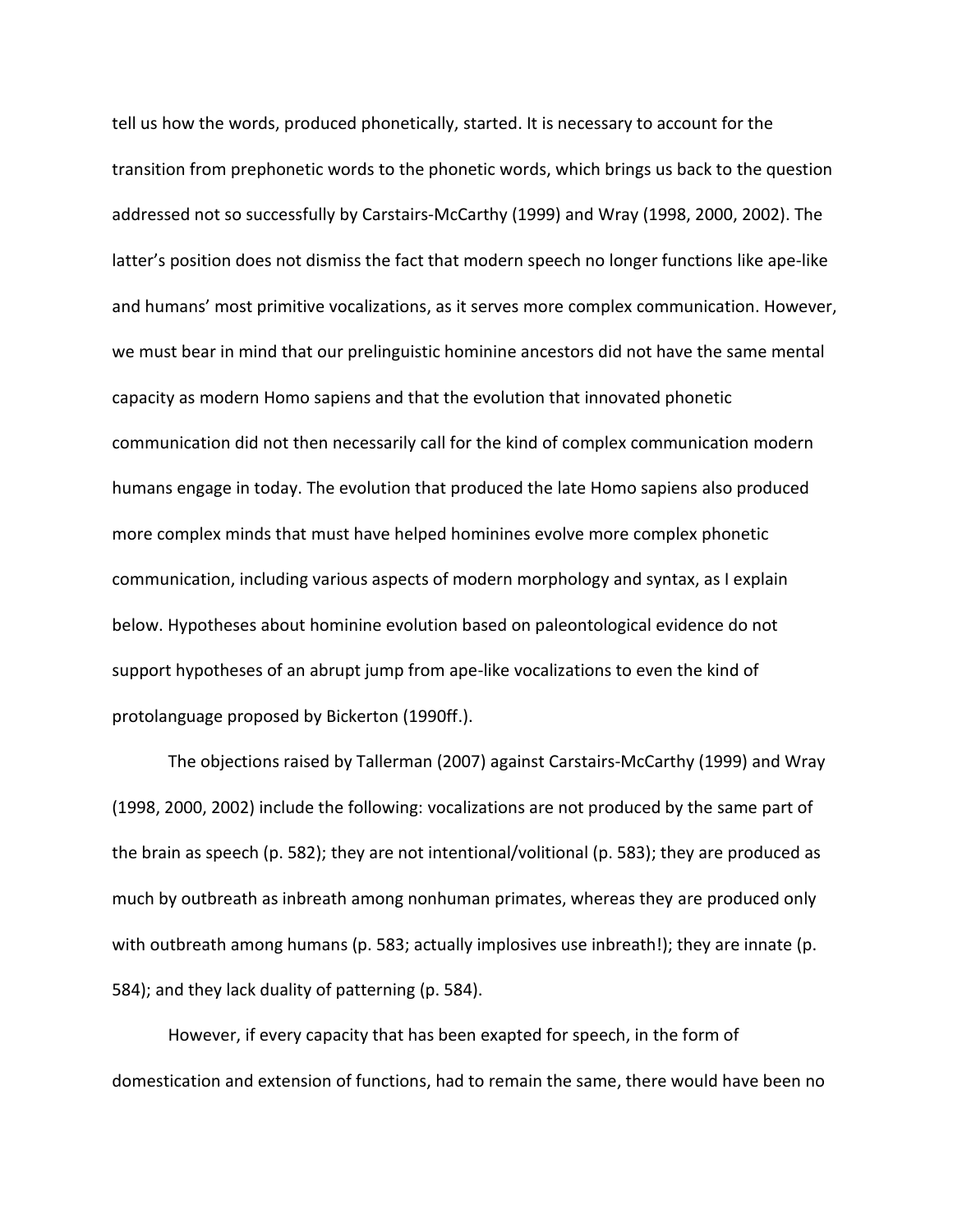tell us how the words, produced phonetically, started. It is necessary to account for the transition from prephonetic words to the phonetic words, which brings us back to the question addressed not so successfully by Carstairs-McCarthy (1999) and Wray (1998, 2000, 2002). The latter's position does not dismiss the fact that modern speech no longer functions like ape-like and humans' most primitive vocalizations, as it serves more complex communication. However, we must bear in mind that our prelinguistic hominine ancestors did not have the same mental capacity as modern Homo sapiens and that the evolution that innovated phonetic communication did not then necessarily call for the kind of complex communication modern humans engage in today. The evolution that produced the late Homo sapiens also produced more complex minds that must have helped hominines evolve more complex phonetic communication, including various aspects of modern morphology and syntax, as I explain below. Hypotheses about hominine evolution based on paleontological evidence do not support hypotheses of an abrupt jump from ape-like vocalizations to even the kind of protolanguage proposed by Bickerton (1990ff.).

The objections raised by Tallerman (2007) against Carstairs-McCarthy (1999) and Wray (1998, 2000, 2002) include the following: vocalizations are not produced by the same part of the brain as speech (p. 582); they are not intentional/volitional (p. 583); they are produced as much by outbreath as inbreath among nonhuman primates, whereas they are produced only with outbreath among humans (p. 583; actually implosives use inbreath!); they are innate (p. 584); and they lack duality of patterning (p. 584).

However, if every capacity that has been exapted for speech, in the form of domestication and extension of functions, had to remain the same, there would have been no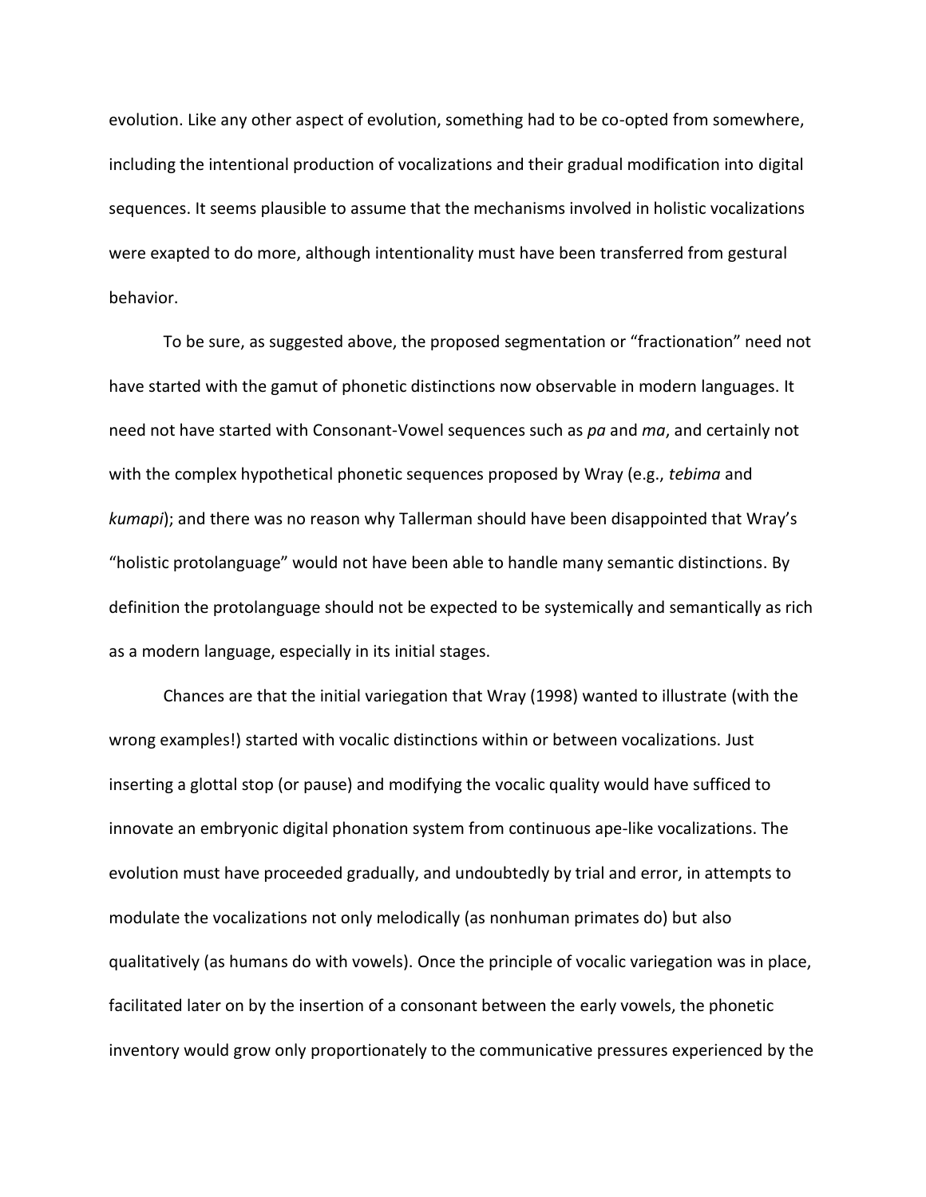evolution. Like any other aspect of evolution, something had to be co-opted from somewhere, including the intentional production of vocalizations and their gradual modification into digital sequences. It seems plausible to assume that the mechanisms involved in holistic vocalizations were exapted to do more, although intentionality must have been transferred from gestural behavior.

To be sure, as suggested above, the proposed segmentation or "fractionation" need not have started with the gamut of phonetic distinctions now observable in modern languages. It need not have started with Consonant-Vowel sequences such as *pa* and *ma*, and certainly not with the complex hypothetical phonetic sequences proposed by Wray (e.g., *tebima* and *kumapi*); and there was no reason why Tallerman should have been disappointed that Wray's "holistic protolanguage" would not have been able to handle many semantic distinctions. By definition the protolanguage should not be expected to be systemically and semantically as rich as a modern language, especially in its initial stages.

Chances are that the initial variegation that Wray (1998) wanted to illustrate (with the wrong examples!) started with vocalic distinctions within or between vocalizations. Just inserting a glottal stop (or pause) and modifying the vocalic quality would have sufficed to innovate an embryonic digital phonation system from continuous ape-like vocalizations. The evolution must have proceeded gradually, and undoubtedly by trial and error, in attempts to modulate the vocalizations not only melodically (as nonhuman primates do) but also qualitatively (as humans do with vowels). Once the principle of vocalic variegation was in place, facilitated later on by the insertion of a consonant between the early vowels, the phonetic inventory would grow only proportionately to the communicative pressures experienced by the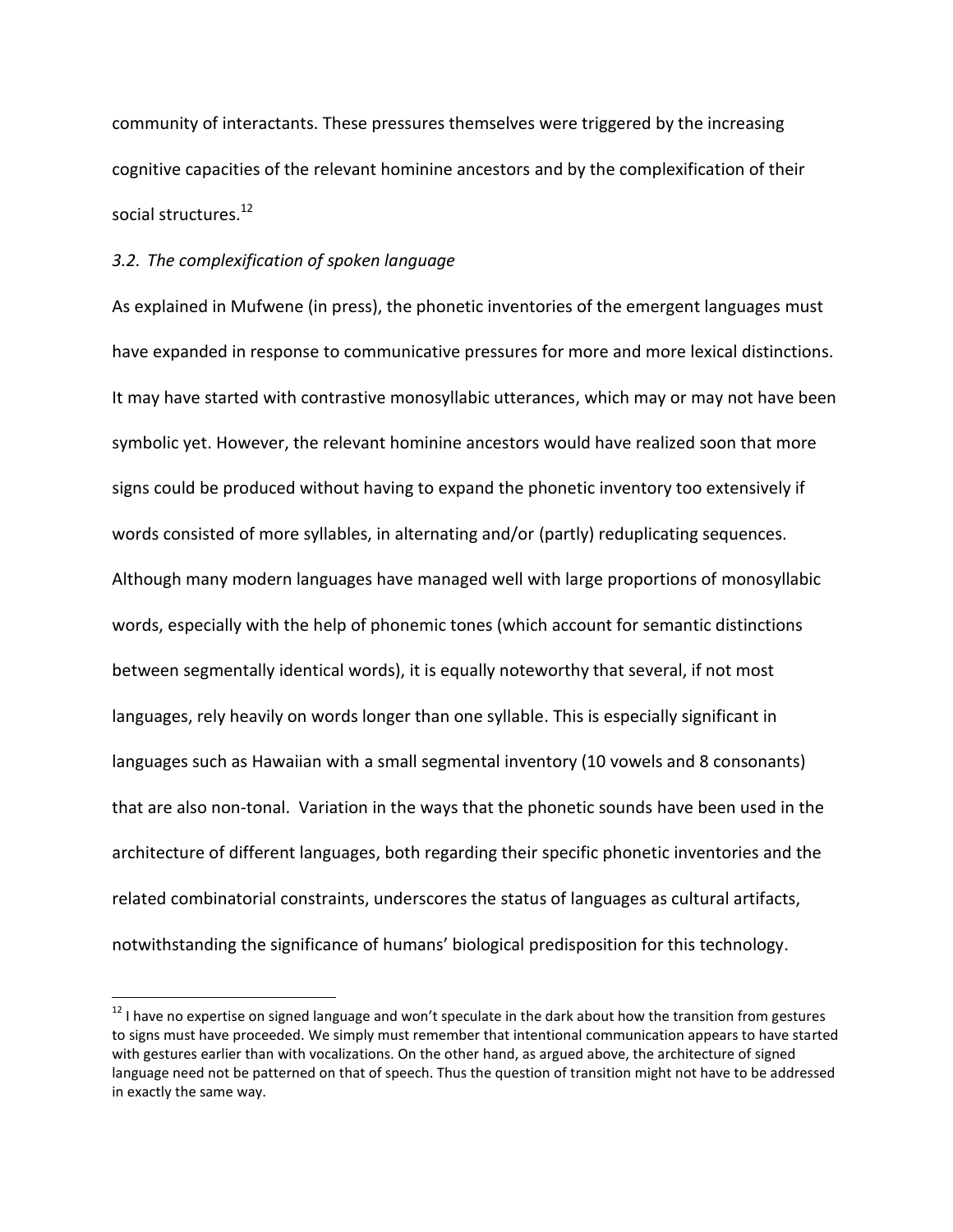community of interactants. These pressures themselves were triggered by the increasing cognitive capacities of the relevant hominine ancestors and by the complexification of their social structures.[12]

### *3.2. The complexification of spoken language*

As explained in Mufwene (in press), the phonetic inventories of the emergent languages must have expanded in response to communicative pressures for more and more lexical distinctions. It may have started with contrastive monosyllabic utterances, which may or may not have been symbolic yet. However, the relevant hominine ancestors would have realized soon that more signs could be produced without having to expand the phonetic inventory too extensively if words consisted of more syllables, in alternating and/or (partly) reduplicating sequences. Although many modern languages have managed well with large proportions of monosyllabic words, especially with the help of phonemic tones (which account for semantic distinctions between segmentally identical words), it is equally noteworthy that several, if not most languages, rely heavily on words longer than one syllable. This is especially significant in languages such as Hawaiian with a small segmental inventory (10 vowels and 8 consonants) that are also non-tonal. Variation in the ways that the phonetic sounds have been used in the architecture of different languages, both regarding their specific phonetic inventories and the related combinatorial constraints, underscores the status of languages as cultural artifacts, notwithstanding the significance of humans' biological predisposition for this technology.

---

[12] I have no expertise on signed language and won't speculate in the dark about how the transition from gestures to signs must have proceeded. We simply must remember that intentional communication appears to have started with gestures earlier than with vocalizations. On the other hand, as argued above, the architecture of signed language need not be patterned on that of speech. Thus the question of transition might not have to be addressed in exactly the same way.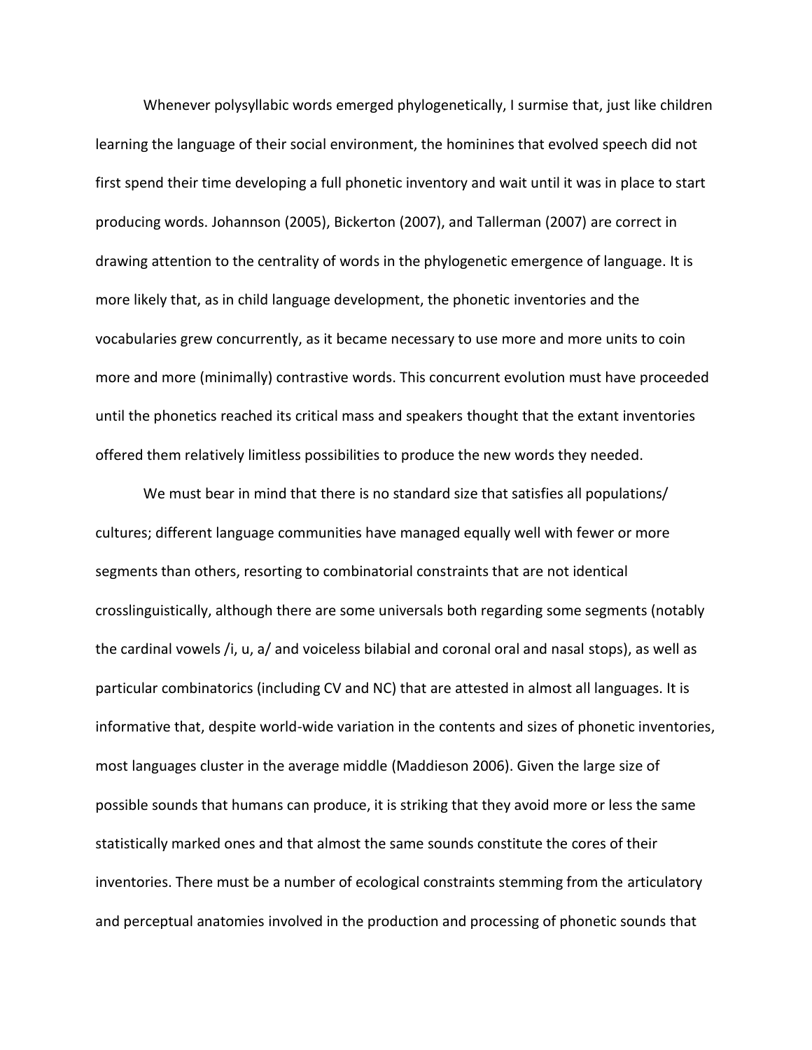Whenever polysyllabic words emerged phylogenetically, I surmise that, just like children learning the language of their social environment, the hominines that evolved speech did not first spend their time developing a full phonetic inventory and wait until it was in place to start producing words. Johannson (2005), Bickerton (2007), and Tallerman (2007) are correct in drawing attention to the centrality of words in the phylogenetic emergence of language. It is more likely that, as in child language development, the phonetic inventories and the vocabularies grew concurrently, as it became necessary to use more and more units to coin more and more (minimally) contrastive words. This concurrent evolution must have proceeded until the phonetics reached its critical mass and speakers thought that the extant inventories offered them relatively limitless possibilities to produce the new words they needed.

We must bear in mind that there is no standard size that satisfies all populations/ cultures; different language communities have managed equally well with fewer or more segments than others, resorting to combinatorial constraints that are not identical crosslinguistically, although there are some universals both regarding some segments (notably the cardinal vowels /i, u, a/ and voiceless bilabial and coronal oral and nasal stops), as well as particular combinatorics (including CV and NC) that are attested in almost all languages. It is informative that, despite world-wide variation in the contents and sizes of phonetic inventories, most languages cluster in the average middle (Maddieson 2006). Given the large size of possible sounds that humans can produce, it is striking that they avoid more or less the same statistically marked ones and that almost the same sounds constitute the cores of their inventories. There must be a number of ecological constraints stemming from the articulatory and perceptual anatomies involved in the production and processing of phonetic sounds that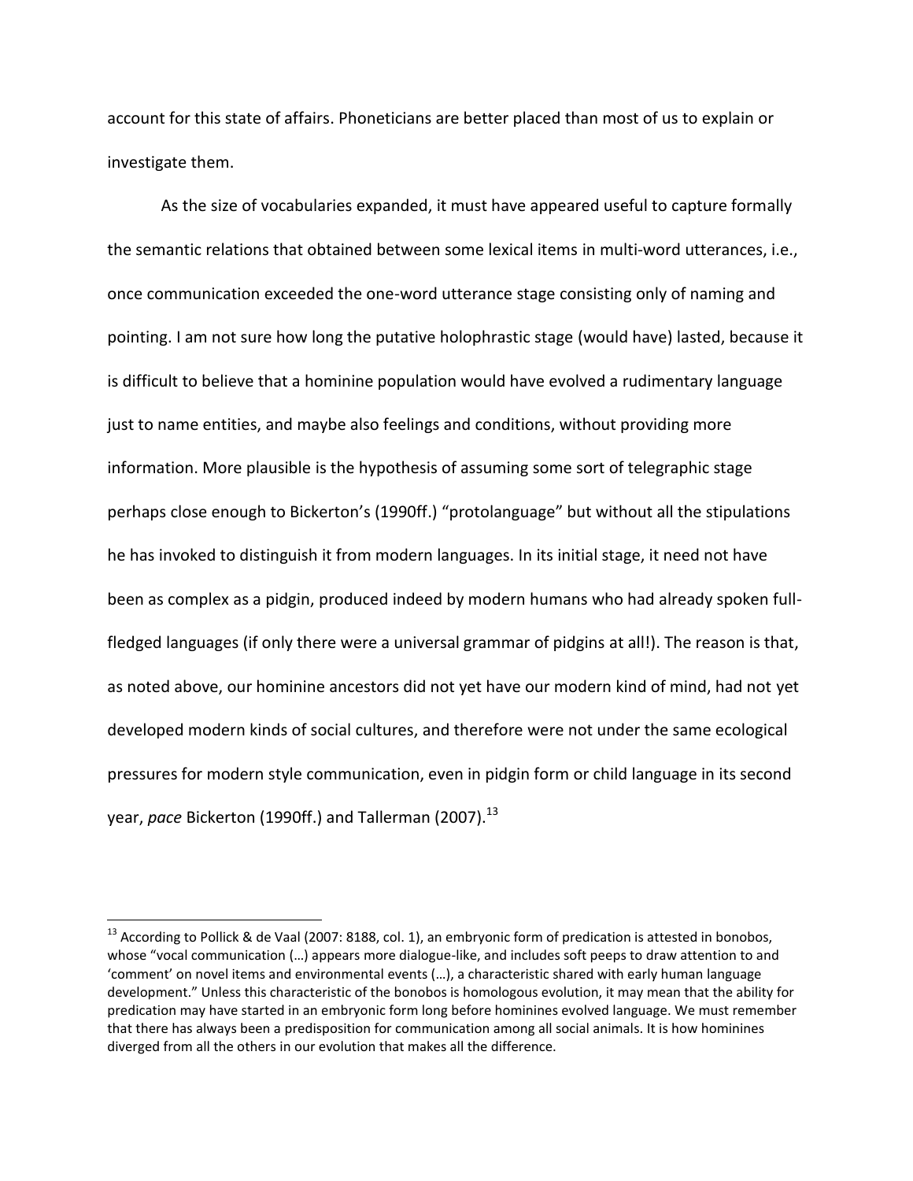account for this state of affairs. Phoneticians are better placed than most of us to explain or investigate them.

As the size of vocabularies expanded, it must have appeared useful to capture formally the semantic relations that obtained between some lexical items in multi-word utterances, i.e., once communication exceeded the one-word utterance stage consisting only of naming and pointing. I am not sure how long the putative holophrastic stage (would have) lasted, because it is difficult to believe that a hominine population would have evolved a rudimentary language just to name entities, and maybe also feelings and conditions, without providing more information. More plausible is the hypothesis of assuming some sort of telegraphic stage perhaps close enough to Bickerton's (1990ff.) "protolanguage" but without all the stipulations he has invoked to distinguish it from modern languages. In its initial stage, it need not have been as complex as a pidgin, produced indeed by modern humans who had already spoken full-fledged languages (if only there were a universal grammar of pidgins at all!). The reason is that, as noted above, our hominine ancestors did not yet have our modern kind of mind, had not yet developed modern kinds of social cultures, and therefore were not under the same ecological pressures for modern style communication, even in pidgin form or child language in its second year, *pace* Bickerton (1990ff.) and Tallerman (2007).[13]

---

[13] According to Pollick & de Vaal (2007: 8188, col. 1), an embryonic form of predication is attested in bonobos, whose "vocal communication (…) appears more dialogue-like, and includes soft peeps to draw attention to and 'comment' on novel items and environmental events (…), a characteristic shared with early human language development." Unless this characteristic of the bonobos is homologous evolution, it may mean that the ability for predication may have started in an embryonic form long before hominines evolved language. We must remember that there has always been a predisposition for communication among all social animals. It is how hominines diverged from all the others in our evolution that makes all the difference.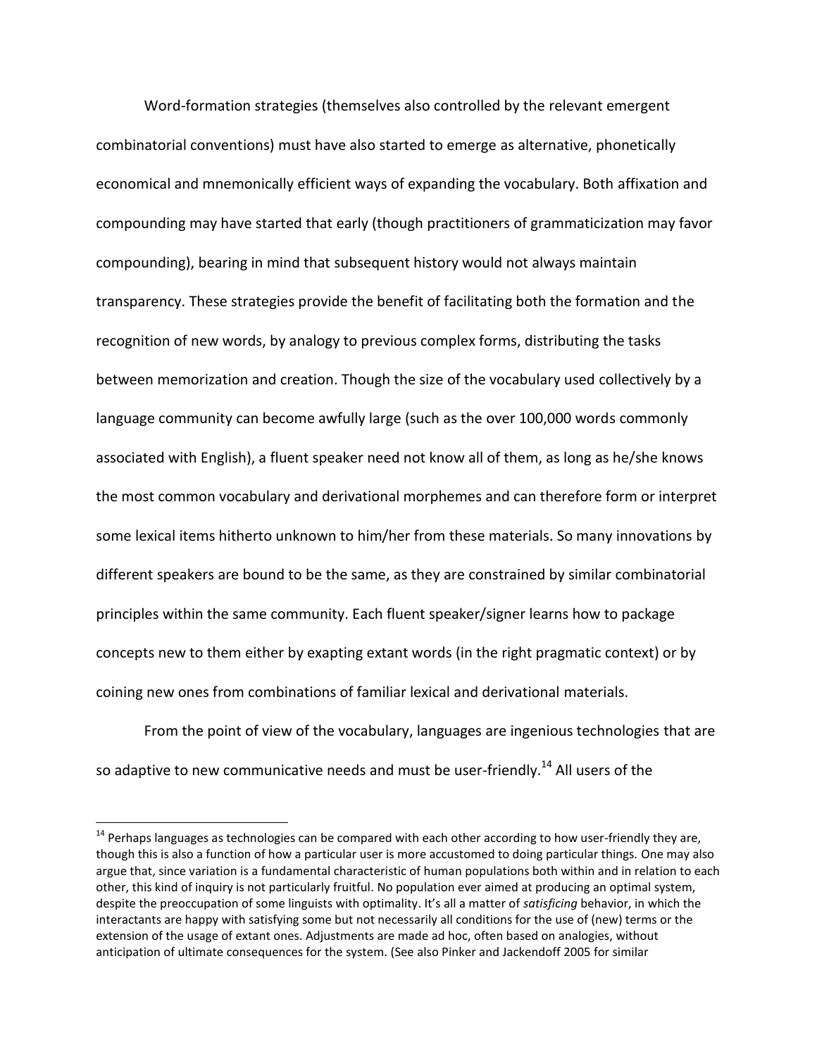Word-formation strategies (themselves also controlled by the relevant emergent combinatorial conventions) must have also started to emerge as alternative, phonetically economical and mnemonically efficient ways of expanding the vocabulary. Both affixation and compounding may have started that early (though practitioners of grammaticization may favor compounding), bearing in mind that subsequent history would not always maintain transparency. These strategies provide the benefit of facilitating both the formation and the recognition of new words, by analogy to previous complex forms, distributing the tasks between memorization and creation. Though the size of the vocabulary used collectively by a language community can become awfully large (such as the over 100,000 words commonly associated with English), a fluent speaker need not know all of them, as long as he/she knows the most common vocabulary and derivational morphemes and can therefore form or interpret some lexical items hitherto unknown to him/her from these materials. So many innovations by different speakers are bound to be the same, as they are constrained by similar combinatorial principles within the same community. Each fluent speaker/signer learns how to package concepts new to them either by exapting extant words (in the right pragmatic context) or by coining new ones from combinations of familiar lexical and derivational materials.

From the point of view of the vocabulary, languages are ingenious technologies that are so adaptive to new communicative needs and must be user-friendly.[14] All users of the

[14] Perhaps languages as technologies can be compared with each other according to how user-friendly they are, though this is also a function of how a particular user is more accustomed to doing particular things. One may also argue that, since variation is a fundamental characteristic of human populations both within and in relation to each other, this kind of inquiry is not particularly fruitful. No population ever aimed at producing an optimal system, despite the preoccupation of some linguists with optimality. It's all a matter of *satisficing* behavior, in which the interactants are happy with satisfying some but not necessarily all conditions for the use of (new) terms or the extension of the usage of extant ones. Adjustments are made ad hoc, often based on analogies, without anticipation of ultimate consequences for the system. (See also Pinker and Jackendoff 2005 for similar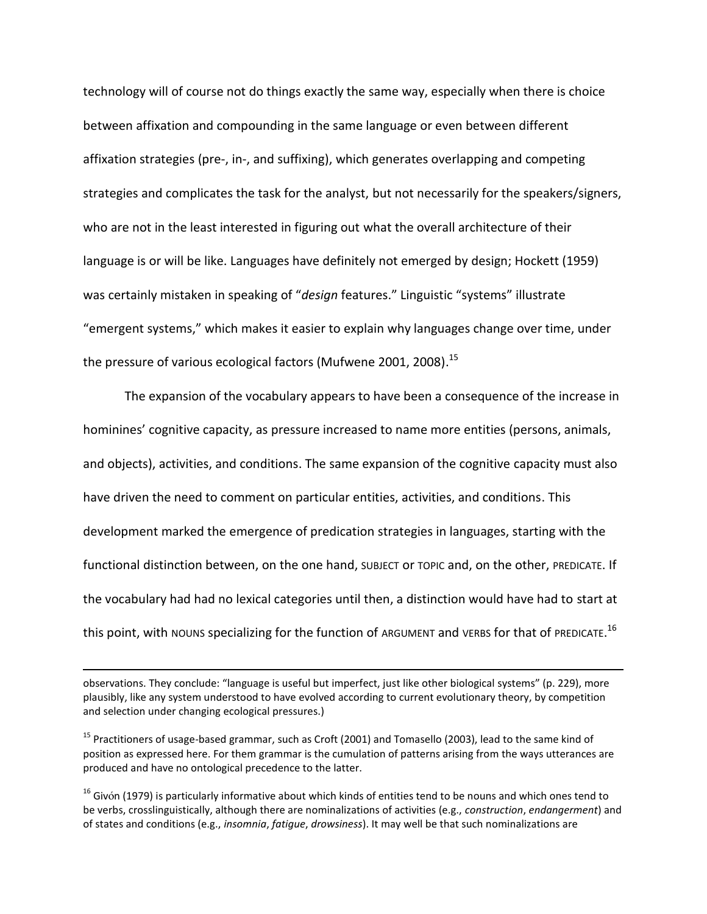technology will of course not do things exactly the same way, especially when there is choice between affixation and compounding in the same language or even between different affixation strategies (pre-, in-, and suffixing), which generates overlapping and competing strategies and complicates the task for the analyst, but not necessarily for the speakers/signers, who are not in the least interested in figuring out what the overall architecture of their language is or will be like. Languages have definitely not emerged by design; Hockett (1959) was certainly mistaken in speaking of "*design* features." Linguistic "systems" illustrate "emergent systems," which makes it easier to explain why languages change over time, under the pressure of various ecological factors (Mufwene 2001, 2008).[15]

The expansion of the vocabulary appears to have been a consequence of the increase in hominines' cognitive capacity, as pressure increased to name more entities (persons, animals, and objects), activities, and conditions. The same expansion of the cognitive capacity must also have driven the need to comment on particular entities, activities, and conditions. This development marked the emergence of predication strategies in languages, starting with the functional distinction between, on the one hand, SUBJECT or TOPIC and, on the other, PREDICATE. If the vocabulary had had no lexical categories until then, a distinction would have had to start at this point, with NOUNS specializing for the function of ARGUMENT and VERBS for that of PREDICATE.[16]

---

observations. They conclude: "language is useful but imperfect, just like other biological systems" (p. 229), more plausibly, like any system understood to have evolved according to current evolutionary theory, by competition and selection under changing ecological pressures.)

[15] Practitioners of usage-based grammar, such as Croft (2001) and Tomasello (2003), lead to the same kind of position as expressed here. For them grammar is the cumulation of patterns arising from the ways utterances are produced and have no ontological precedence to the latter.

[16] Givón (1979) is particularly informative about which kinds of entities tend to be nouns and which ones tend to be verbs, crosslinguistically, although there are nominalizations of activities (e.g., *construction*, *endangerment*) and of states and conditions (e.g., *insomnia*, *fatigue*, *drowsiness*). It may well be that such nominalizations are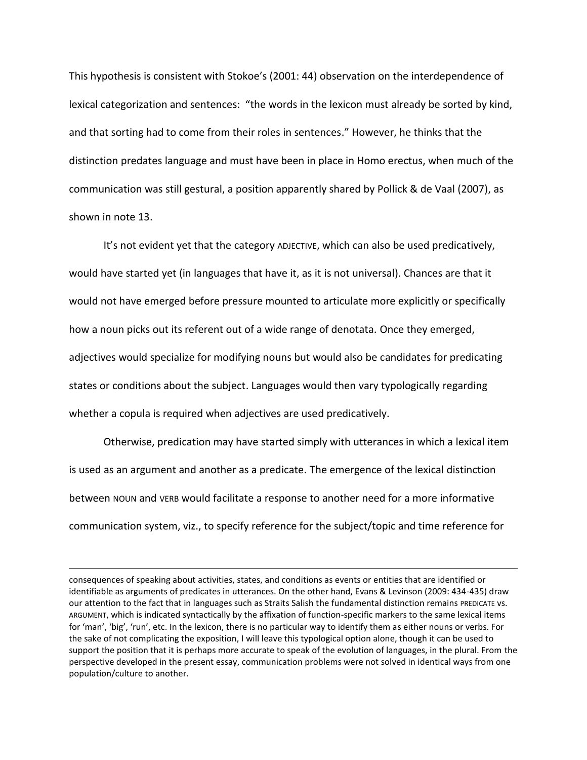This hypothesis is consistent with Stokoe's (2001: 44) observation on the interdependence of lexical categorization and sentences: "the words in the lexicon must already be sorted by kind, and that sorting had to come from their roles in sentences." However, he thinks that the distinction predates language and must have been in place in Homo erectus, when much of the communication was still gestural, a position apparently shared by Pollick & de Vaal (2007), as shown in note 13.

It's not evident yet that the category ADJECTIVE, which can also be used predicatively, would have started yet (in languages that have it, as it is not universal). Chances are that it would not have emerged before pressure mounted to articulate more explicitly or specifically how a noun picks out its referent out of a wide range of denotata. Once they emerged, adjectives would specialize for modifying nouns but would also be candidates for predicating states or conditions about the subject. Languages would then vary typologically regarding whether a copula is required when adjectives are used predicatively.

Otherwise, predication may have started simply with utterances in which a lexical item is used as an argument and another as a predicate. The emergence of the lexical distinction between NOUN and VERB would facilitate a response to another need for a more informative communication system, viz., to specify reference for the subject/topic and time reference for

---

consequences of speaking about activities, states, and conditions as events or entities that are identified or identifiable as arguments of predicates in utterances. On the other hand, Evans & Levinson (2009: 434-435) draw our attention to the fact that in languages such as Straits Salish the fundamental distinction remains PREDICATE vs. ARGUMENT, which is indicated syntactically by the affixation of function-specific markers to the same lexical items for 'man', 'big', 'run', etc. In the lexicon, there is no particular way to identify them as either nouns or verbs. For the sake of not complicating the exposition, I will leave this typological option alone, though it can be used to support the position that it is perhaps more accurate to speak of the evolution of languages, in the plural. From the perspective developed in the present essay, communication problems were not solved in identical ways from one population/culture to another.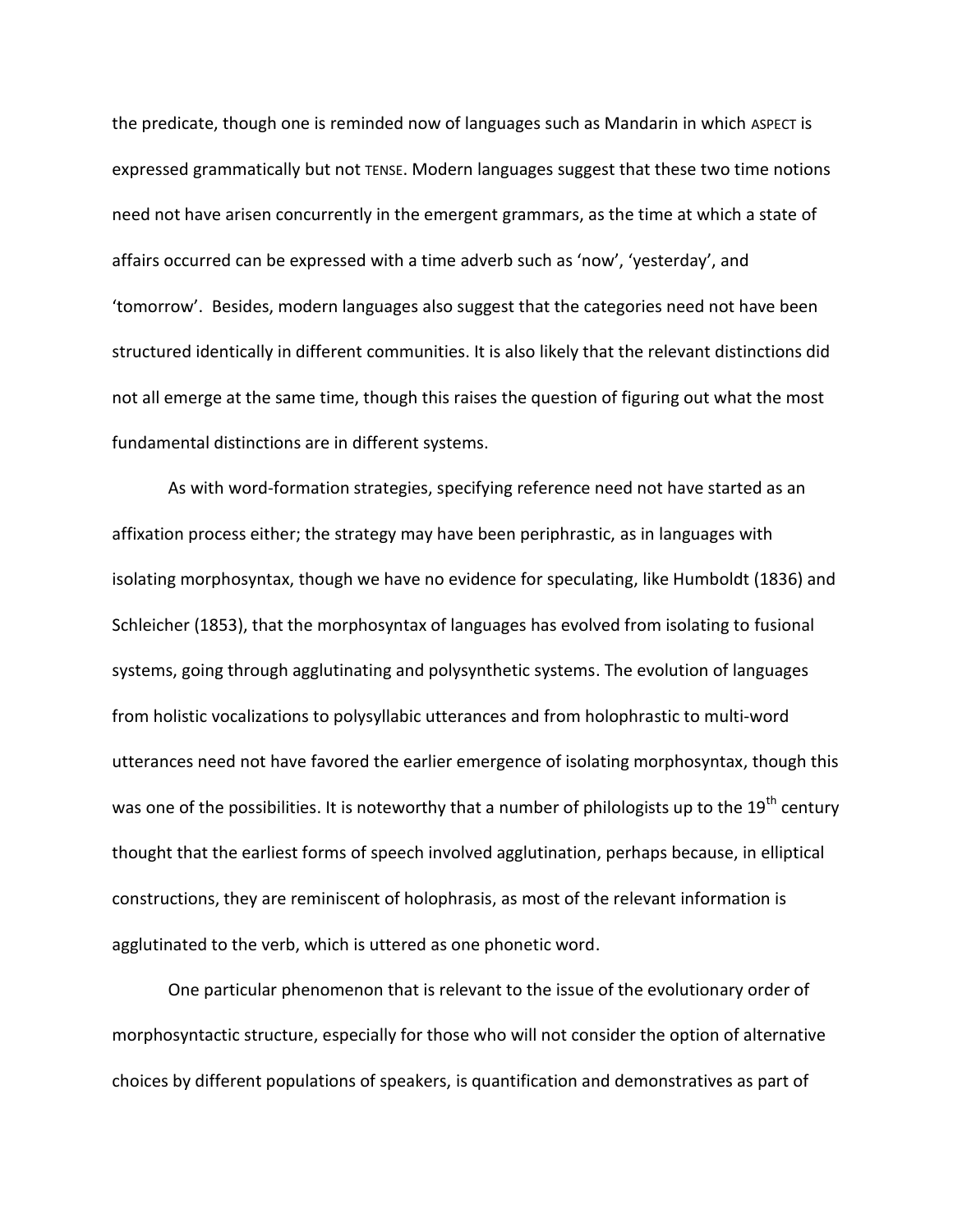the predicate, though one is reminded now of languages such as Mandarin in which ASPECT is expressed grammatically but not TENSE. Modern languages suggest that these two time notions need not have arisen concurrently in the emergent grammars, as the time at which a state of affairs occurred can be expressed with a time adverb such as 'now', 'yesterday', and 'tomorrow'. Besides, modern languages also suggest that the categories need not have been structured identically in different communities. It is also likely that the relevant distinctions did not all emerge at the same time, though this raises the question of figuring out what the most fundamental distinctions are in different systems.

As with word-formation strategies, specifying reference need not have started as an affixation process either; the strategy may have been periphrastic, as in languages with isolating morphosyntax, though we have no evidence for speculating, like Humboldt (1836) and Schleicher (1853), that the morphosyntax of languages has evolved from isolating to fusional systems, going through agglutinating and polysynthetic systems. The evolution of languages from holistic vocalizations to polysyllabic utterances and from holophrastic to multi-word utterances need not have favored the earlier emergence of isolating morphosyntax, though this was one of the possibilities. It is noteworthy that a number of philologists up to the 19th century thought that the earliest forms of speech involved agglutination, perhaps because, in elliptical constructions, they are reminiscent of holophrasis, as most of the relevant information is agglutinated to the verb, which is uttered as one phonetic word.

One particular phenomenon that is relevant to the issue of the evolutionary order of morphosyntactic structure, especially for those who will not consider the option of alternative choices by different populations of speakers, is quantification and demonstratives as part of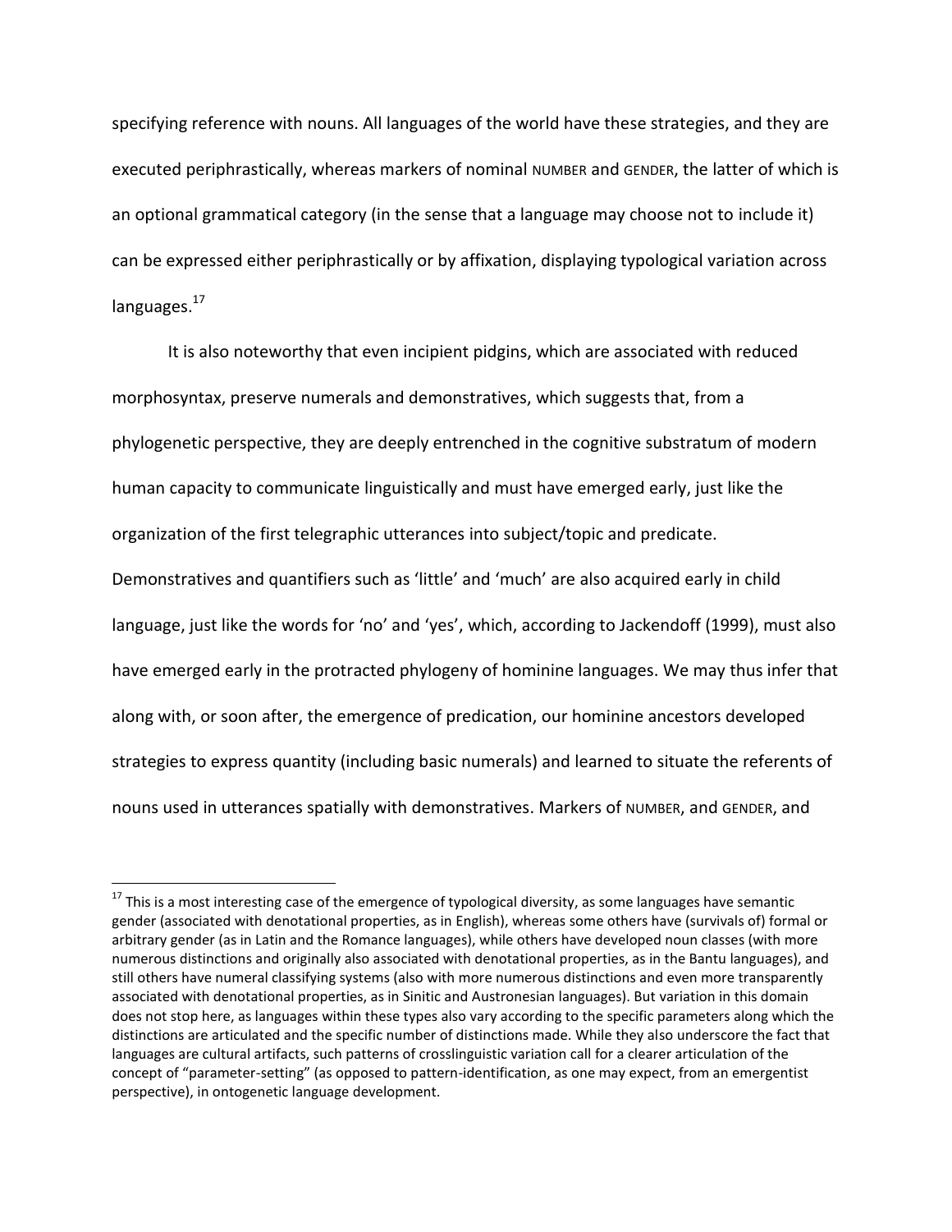specifying reference with nouns. All languages of the world have these strategies, and they are executed periphrastically, whereas markers of nominal NUMBER and GENDER, the latter of which is an optional grammatical category (in the sense that a language may choose not to include it) can be expressed either periphrastically or by affixation, displaying typological variation across languages.[17]

It is also noteworthy that even incipient pidgins, which are associated with reduced morphosyntax, preserve numerals and demonstratives, which suggests that, from a phylogenetic perspective, they are deeply entrenched in the cognitive substratum of modern human capacity to communicate linguistically and must have emerged early, just like the organization of the first telegraphic utterances into subject/topic and predicate. Demonstratives and quantifiers such as 'little' and 'much' are also acquired early in child language, just like the words for 'no' and 'yes', which, according to Jackendoff (1999), must also have emerged early in the protracted phylogeny of hominine languages. We may thus infer that along with, or soon after, the emergence of predication, our hominine ancestors developed strategies to express quantity (including basic numerals) and learned to situate the referents of nouns used in utterances spatially with demonstratives. Markers of NUMBER, and GENDER, and

---

[17] This is a most interesting case of the emergence of typological diversity, as some languages have semantic gender (associated with denotational properties, as in English), whereas some others have (survivals of) formal or arbitrary gender (as in Latin and the Romance languages), while others have developed noun classes (with more numerous distinctions and originally also associated with denotational properties, as in the Bantu languages), and still others have numeral classifying systems (also with more numerous distinctions and even more transparently associated with denotational properties, as in Sinitic and Austronesian languages). But variation in this domain does not stop here, as languages within these types also vary according to the specific parameters along which the distinctions are articulated and the specific number of distinctions made. While they also underscore the fact that languages are cultural artifacts, such patterns of crosslinguistic variation call for a clearer articulation of the concept of "parameter-setting" (as opposed to pattern-identification, as one may expect, from an emergentist perspective), in ontogenetic language development.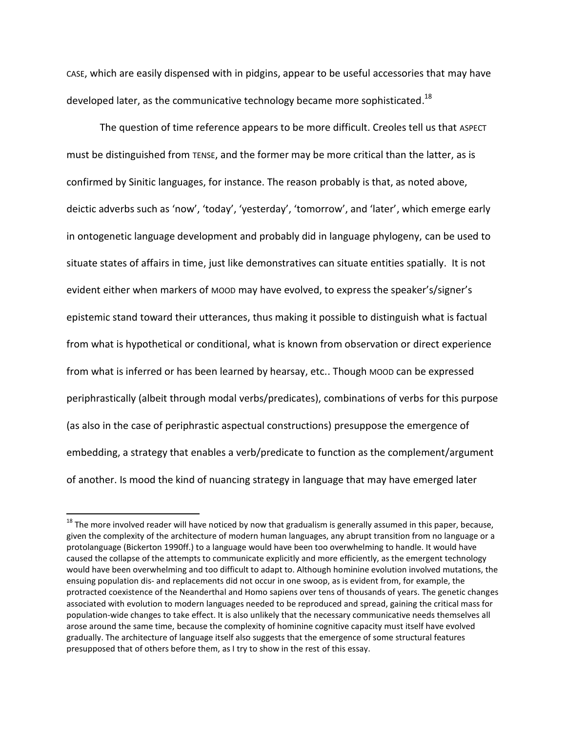CASE, which are easily dispensed with in pidgins, appear to be useful accessories that may have developed later, as the communicative technology became more sophisticated.[18]

The question of time reference appears to be more difficult. Creoles tell us that ASPECT must be distinguished from TENSE, and the former may be more critical than the latter, as is confirmed by Sinitic languages, for instance. The reason probably is that, as noted above, deictic adverbs such as 'now', 'today', 'yesterday', 'tomorrow', and 'later', which emerge early in ontogenetic language development and probably did in language phylogeny, can be used to situate states of affairs in time, just like demonstratives can situate entities spatially. It is not evident either when markers of MOOD may have evolved, to express the speaker's/signer's epistemic stand toward their utterances, thus making it possible to distinguish what is factual from what is hypothetical or conditional, what is known from observation or direct experience from what is inferred or has been learned by hearsay, etc.. Though MOOD can be expressed periphrastically (albeit through modal verbs/predicates), combinations of verbs for this purpose (as also in the case of periphrastic aspectual constructions) presuppose the emergence of embedding, a strategy that enables a verb/predicate to function as the complement/argument of another. Is mood the kind of nuancing strategy in language that may have emerged later

---

[18] The more involved reader will have noticed by now that gradualism is generally assumed in this paper, because, given the complexity of the architecture of modern human languages, any abrupt transition from no language or a protolanguage (Bickerton 1990ff.) to a language would have been too overwhelming to handle. It would have caused the collapse of the attempts to communicate explicitly and more efficiently, as the emergent technology would have been overwhelming and too difficult to adapt to. Although hominine evolution involved mutations, the ensuing population dis- and replacements did not occur in one swoop, as is evident from, for example, the protracted coexistence of the Neanderthal and Homo sapiens over tens of thousands of years. The genetic changes associated with evolution to modern languages needed to be reproduced and spread, gaining the critical mass for population-wide changes to take effect. It is also unlikely that the necessary communicative needs themselves all arose around the same time, because the complexity of hominine cognitive capacity must itself have evolved gradually. The architecture of language itself also suggests that the emergence of some structural features presupposed that of others before them, as I try to show in the rest of this essay.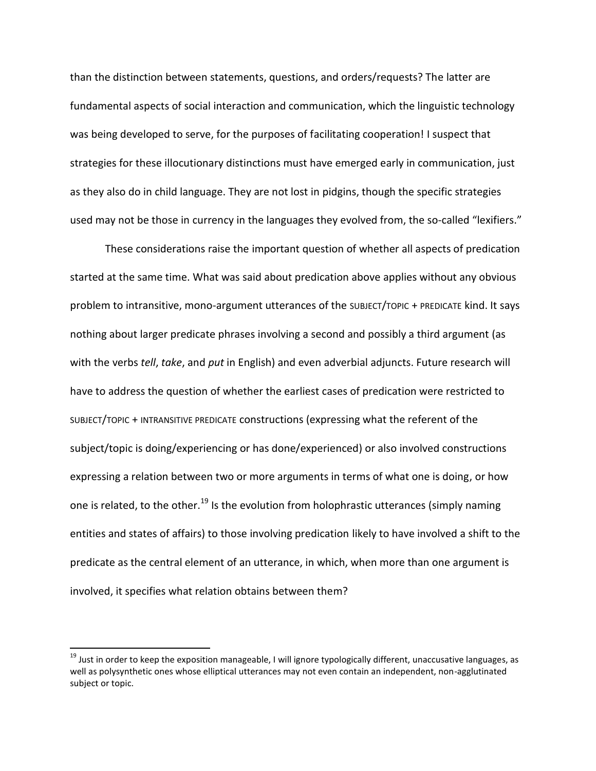than the distinction between statements, questions, and orders/requests? The latter are fundamental aspects of social interaction and communication, which the linguistic technology was being developed to serve, for the purposes of facilitating cooperation! I suspect that strategies for these illocutionary distinctions must have emerged early in communication, just as they also do in child language. They are not lost in pidgins, though the specific strategies used may not be those in currency in the languages they evolved from, the so-called "lexifiers."

These considerations raise the important question of whether all aspects of predication started at the same time. What was said about predication above applies without any obvious problem to intransitive, mono-argument utterances of the SUBJECT/TOPIC + PREDICATE kind. It says nothing about larger predicate phrases involving a second and possibly a third argument (as with the verbs *tell*, *take*, and *put* in English) and even adverbial adjuncts. Future research will have to address the question of whether the earliest cases of predication were restricted to SUBJECT/TOPIC + INTRANSITIVE PREDICATE constructions (expressing what the referent of the subject/topic is doing/experiencing or has done/experienced) or also involved constructions expressing a relation between two or more arguments in terms of what one is doing, or how one is related, to the other.[19] Is the evolution from holophrastic utterances (simply naming entities and states of affairs) to those involving predication likely to have involved a shift to the predicate as the central element of an utterance, in which, when more than one argument is involved, it specifies what relation obtains between them?

---

[19] Just in order to keep the exposition manageable, I will ignore typologically different, unaccusative languages, as well as polysynthetic ones whose elliptical utterances may not even contain an independent, non-agglutinated subject or topic.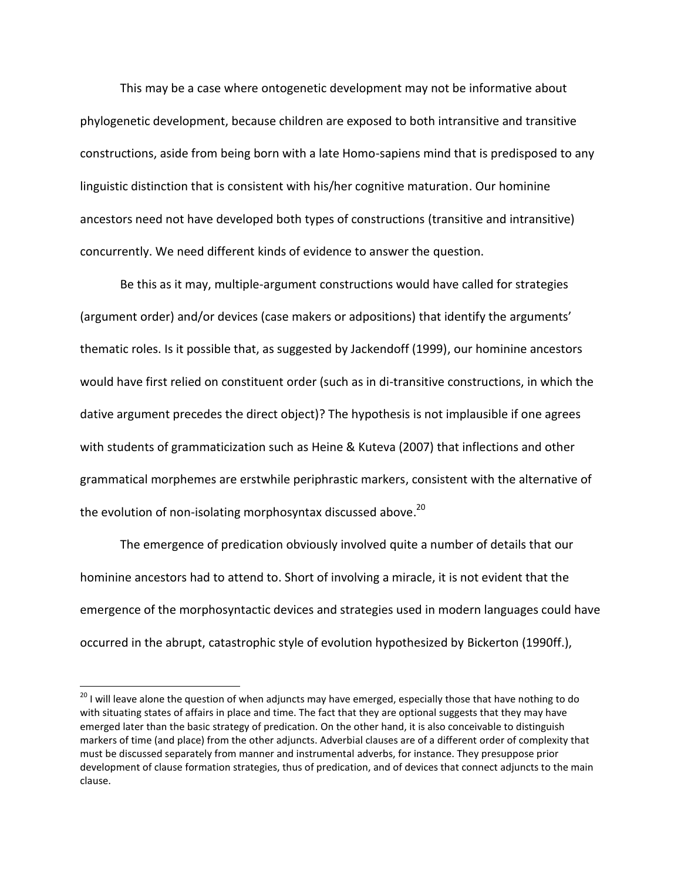This may be a case where ontogenetic development may not be informative about phylogenetic development, because children are exposed to both intransitive and transitive constructions, aside from being born with a late Homo-sapiens mind that is predisposed to any linguistic distinction that is consistent with his/her cognitive maturation. Our hominine ancestors need not have developed both types of constructions (transitive and intransitive) concurrently. We need different kinds of evidence to answer the question.

Be this as it may, multiple-argument constructions would have called for strategies (argument order) and/or devices (case makers or adpositions) that identify the arguments' thematic roles. Is it possible that, as suggested by Jackendoff (1999), our hominine ancestors would have first relied on constituent order (such as in di-transitive constructions, in which the dative argument precedes the direct object)? The hypothesis is not implausible if one agrees with students of grammaticization such as Heine & Kuteva (2007) that inflections and other grammatical morphemes are erstwhile periphrastic markers, consistent with the alternative of the evolution of non-isolating morphosyntax discussed above.[20]

The emergence of predication obviously involved quite a number of details that our hominine ancestors had to attend to. Short of involving a miracle, it is not evident that the emergence of the morphosyntactic devices and strategies used in modern languages could have occurred in the abrupt, catastrophic style of evolution hypothesized by Bickerton (1990ff.),

[20] I will leave alone the question of when adjuncts may have emerged, especially those that have nothing to do with situating states of affairs in place and time. The fact that they are optional suggests that they may have emerged later than the basic strategy of predication. On the other hand, it is also conceivable to distinguish markers of time (and place) from the other adjuncts. Adverbial clauses are of a different order of complexity that must be discussed separately from manner and instrumental adverbs, for instance. They presuppose prior development of clause formation strategies, thus of predication, and of devices that connect adjuncts to the main clause.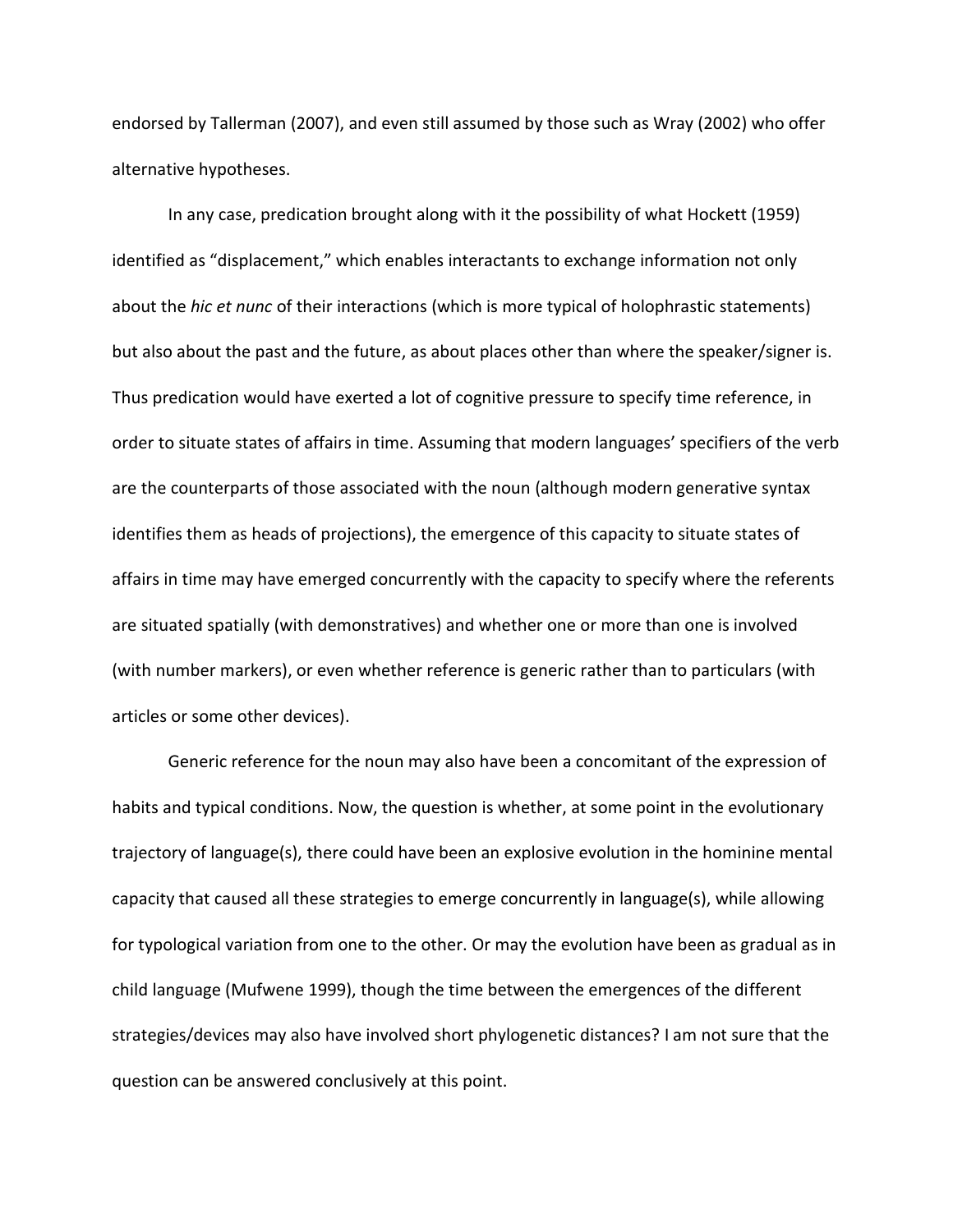endorsed by Tallerman (2007), and even still assumed by those such as Wray (2002) who offer alternative hypotheses.

In any case, predication brought along with it the possibility of what Hockett (1959) identified as "displacement," which enables interactants to exchange information not only about the *hic et nunc* of their interactions (which is more typical of holophrastic statements) but also about the past and the future, as about places other than where the speaker/signer is. Thus predication would have exerted a lot of cognitive pressure to specify time reference, in order to situate states of affairs in time. Assuming that modern languages' specifiers of the verb are the counterparts of those associated with the noun (although modern generative syntax identifies them as heads of projections), the emergence of this capacity to situate states of affairs in time may have emerged concurrently with the capacity to specify where the referents are situated spatially (with demonstratives) and whether one or more than one is involved (with number markers), or even whether reference is generic rather than to particulars (with articles or some other devices).

Generic reference for the noun may also have been a concomitant of the expression of habits and typical conditions. Now, the question is whether, at some point in the evolutionary trajectory of language(s), there could have been an explosive evolution in the hominine mental capacity that caused all these strategies to emerge concurrently in language(s), while allowing for typological variation from one to the other. Or may the evolution have been as gradual as in child language (Mufwene 1999), though the time between the emergences of the different strategies/devices may also have involved short phylogenetic distances? I am not sure that the question can be answered conclusively at this point.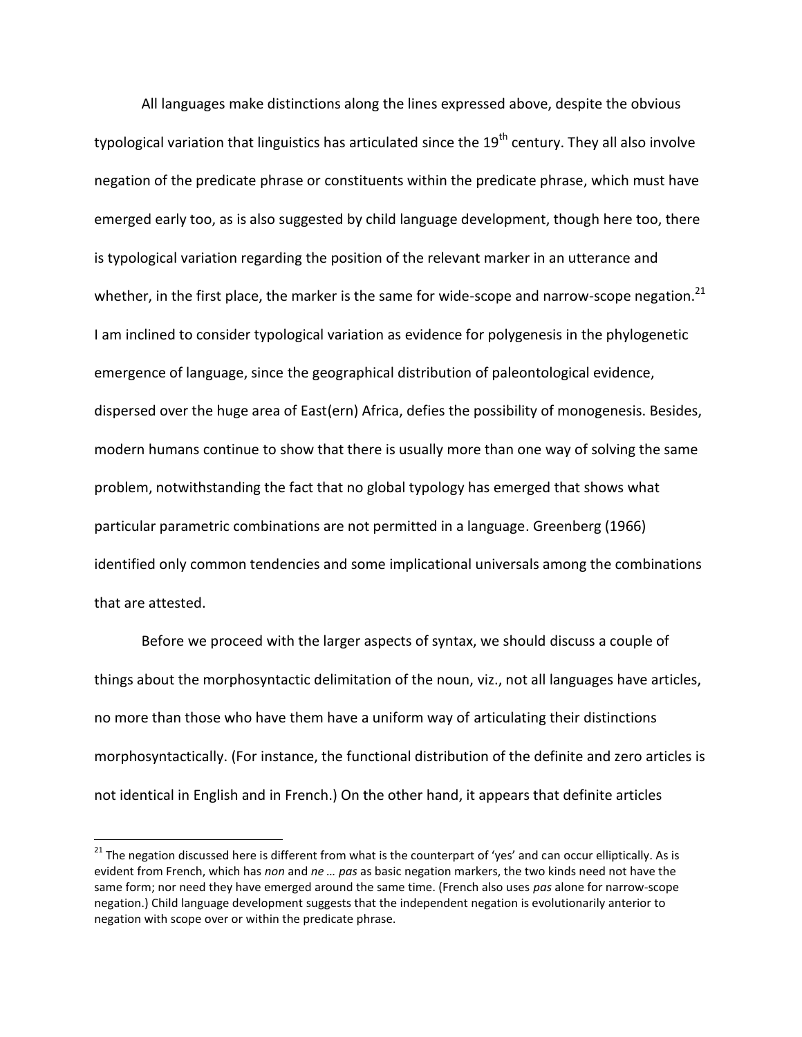All languages make distinctions along the lines expressed above, despite the obvious typological variation that linguistics has articulated since the 19th century. They all also involve negation of the predicate phrase or constituents within the predicate phrase, which must have emerged early too, as is also suggested by child language development, though here too, there is typological variation regarding the position of the relevant marker in an utterance and whether, in the first place, the marker is the same for wide-scope and narrow-scope negation.[21] I am inclined to consider typological variation as evidence for polygenesis in the phylogenetic emergence of language, since the geographical distribution of paleontological evidence, dispersed over the huge area of East(ern) Africa, defies the possibility of monogenesis. Besides, modern humans continue to show that there is usually more than one way of solving the same problem, notwithstanding the fact that no global typology has emerged that shows what particular parametric combinations are not permitted in a language. Greenberg (1966) identified only common tendencies and some implicational universals among the combinations that are attested.

Before we proceed with the larger aspects of syntax, we should discuss a couple of things about the morphosyntactic delimitation of the noun, viz., not all languages have articles, no more than those who have them have a uniform way of articulating their distinctions morphosyntactically. (For instance, the functional distribution of the definite and zero articles is not identical in English and in French.) On the other hand, it appears that definite articles

[21] The negation discussed here is different from what is the counterpart of 'yes' and can occur elliptically. As is evident from French, which has *non* and *ne … pas* as basic negation markers, the two kinds need not have the same form; nor need they have emerged around the same time. (French also uses *pas* alone for narrow-scope negation.) Child language development suggests that the independent negation is evolutionarily anterior to negation with scope over or within the predicate phrase.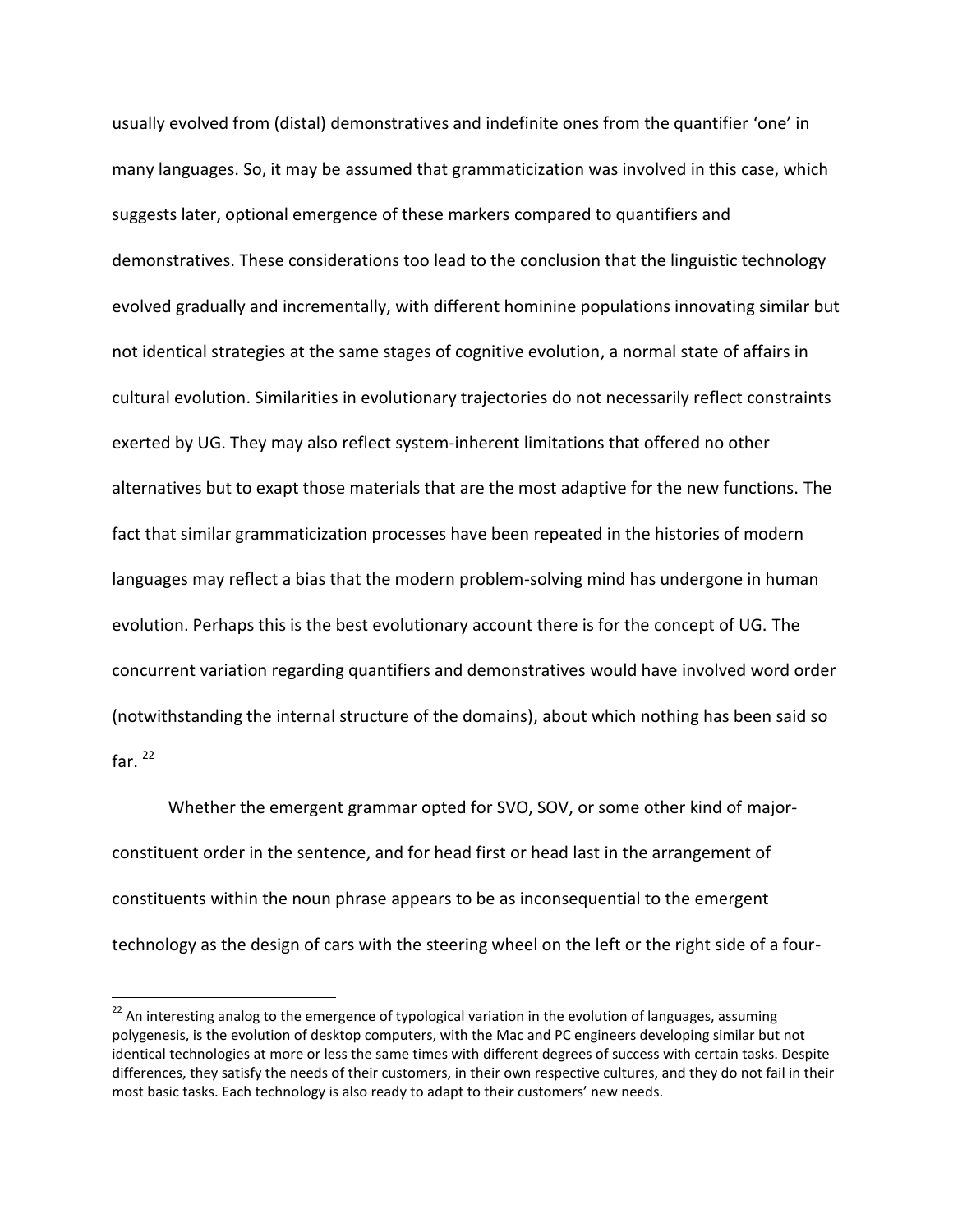usually evolved from (distal) demonstratives and indefinite ones from the quantifier 'one' in many languages. So, it may be assumed that grammaticization was involved in this case, which suggests later, optional emergence of these markers compared to quantifiers and demonstratives. These considerations too lead to the conclusion that the linguistic technology evolved gradually and incrementally, with different hominine populations innovating similar but not identical strategies at the same stages of cognitive evolution, a normal state of affairs in cultural evolution. Similarities in evolutionary trajectories do not necessarily reflect constraints exerted by UG. They may also reflect system-inherent limitations that offered no other alternatives but to exapt those materials that are the most adaptive for the new functions. The fact that similar grammaticization processes have been repeated in the histories of modern languages may reflect a bias that the modern problem-solving mind has undergone in human evolution. Perhaps this is the best evolutionary account there is for the concept of UG. The concurrent variation regarding quantifiers and demonstratives would have involved word order (notwithstanding the internal structure of the domains), about which nothing has been said so far. [22]

Whether the emergent grammar opted for SVO, SOV, or some other kind of major-constituent order in the sentence, and for head first or head last in the arrangement of constituents within the noun phrase appears to be as inconsequential to the emergent technology as the design of cars with the steering wheel on the left or the right side of a four-

---

[22] An interesting analog to the emergence of typological variation in the evolution of languages, assuming polygenesis, is the evolution of desktop computers, with the Mac and PC engineers developing similar but not identical technologies at more or less the same times with different degrees of success with certain tasks. Despite differences, they satisfy the needs of their customers, in their own respective cultures, and they do not fail in their most basic tasks. Each technology is also ready to adapt to their customers' new needs.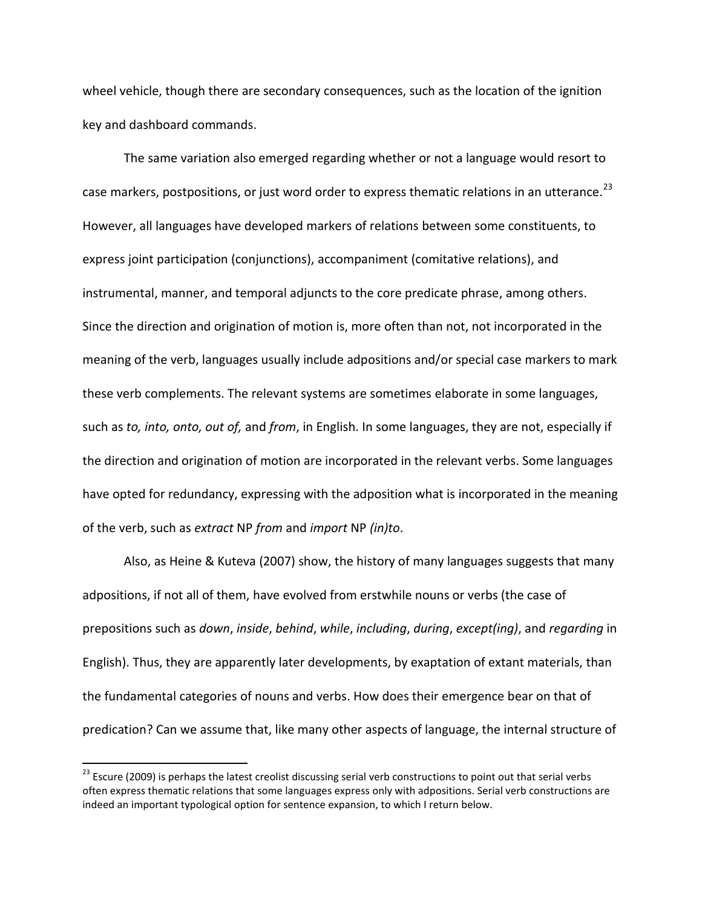wheel vehicle, though there are secondary consequences, such as the location of the ignition key and dashboard commands.

The same variation also emerged regarding whether or not a language would resort to case markers, postpositions, or just word order to express thematic relations in an utterance.[23] However, all languages have developed markers of relations between some constituents, to express joint participation (conjunctions), accompaniment (comitative relations), and instrumental, manner, and temporal adjuncts to the core predicate phrase, among others. Since the direction and origination of motion is, more often than not, not incorporated in the meaning of the verb, languages usually include adpositions and/or special case markers to mark these verb complements. The relevant systems are sometimes elaborate in some languages, such as *to, into, onto, out of,* and *from*, in English. In some languages, they are not, especially if the direction and origination of motion are incorporated in the relevant verbs. Some languages have opted for redundancy, expressing with the adposition what is incorporated in the meaning of the verb, such as *extract* NP *from* and *import* NP *(in)to*.

Also, as Heine & Kuteva (2007) show, the history of many languages suggests that many adpositions, if not all of them, have evolved from erstwhile nouns or verbs (the case of prepositions such as *down*, *inside*, *behind*, *while*, *including*, *during*, *except(ing)*, and *regarding* in English). Thus, they are apparently later developments, by exaptation of extant materials, than the fundamental categories of nouns and verbs. How does their emergence bear on that of predication? Can we assume that, like many other aspects of language, the internal structure of

---

[23] Escure (2009) is perhaps the latest creolist discussing serial verb constructions to point out that serial verbs often express thematic relations that some languages express only with adpositions. Serial verb constructions are indeed an important typological option for sentence expansion, to which I return below.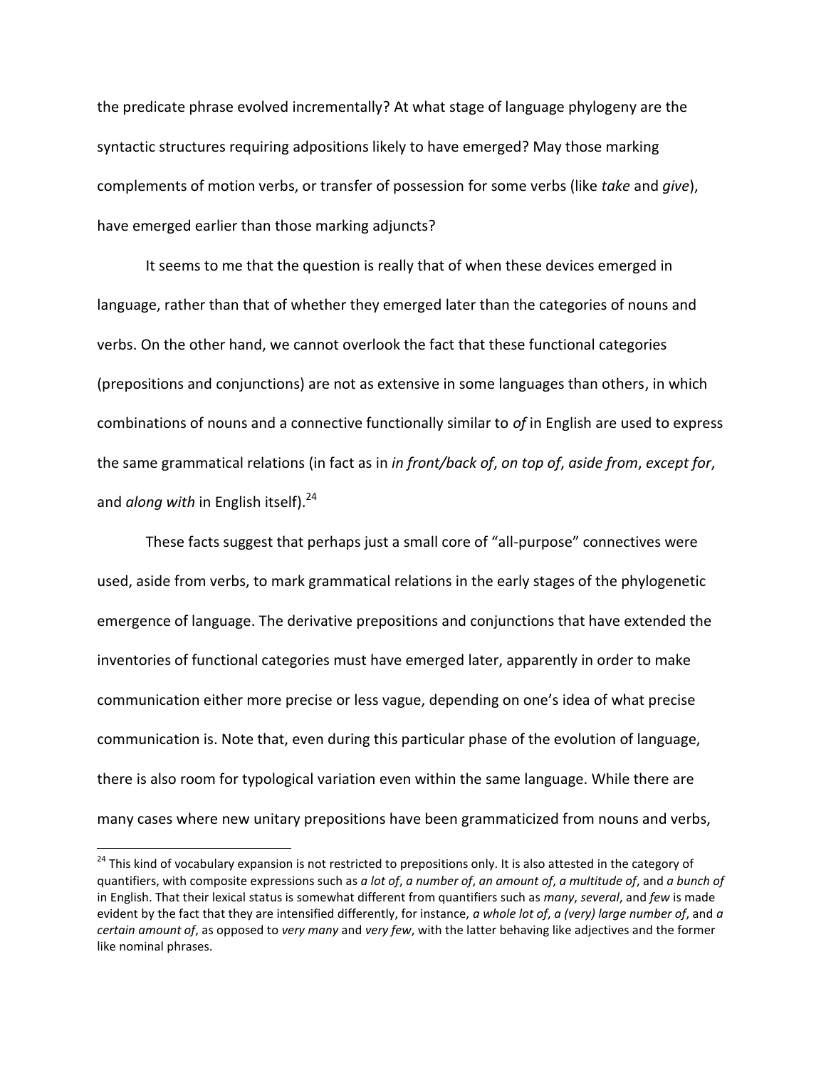the predicate phrase evolved incrementally? At what stage of language phylogeny are the syntactic structures requiring adpositions likely to have emerged? May those marking complements of motion verbs, or transfer of possession for some verbs (like *take* and *give*), have emerged earlier than those marking adjuncts?

It seems to me that the question is really that of when these devices emerged in language, rather than that of whether they emerged later than the categories of nouns and verbs. On the other hand, we cannot overlook the fact that these functional categories (prepositions and conjunctions) are not as extensive in some languages than others, in which combinations of nouns and a connective functionally similar to *of* in English are used to express the same grammatical relations (in fact as in *in front/back of*, *on top of*, *aside from*, *except for*, and *along with* in English itself).[24]

These facts suggest that perhaps just a small core of "all-purpose" connectives were used, aside from verbs, to mark grammatical relations in the early stages of the phylogenetic emergence of language. The derivative prepositions and conjunctions that have extended the inventories of functional categories must have emerged later, apparently in order to make communication either more precise or less vague, depending on one's idea of what precise communication is. Note that, even during this particular phase of the evolution of language, there is also room for typological variation even within the same language. While there are many cases where new unitary prepositions have been grammaticized from nouns and verbs,

[24] This kind of vocabulary expansion is not restricted to prepositions only. It is also attested in the category of quantifiers, with composite expressions such as *a lot of*, *a number of*, *an amount of*, *a multitude of*, and *a bunch of* in English. That their lexical status is somewhat different from quantifiers such as *many*, *several*, and *few* is made evident by the fact that they are intensified differently, for instance, *a whole lot of*, *a (very) large number of*, and *a certain amount of*, as opposed to *very many* and *very few*, with the latter behaving like adjectives and the former like nominal phrases.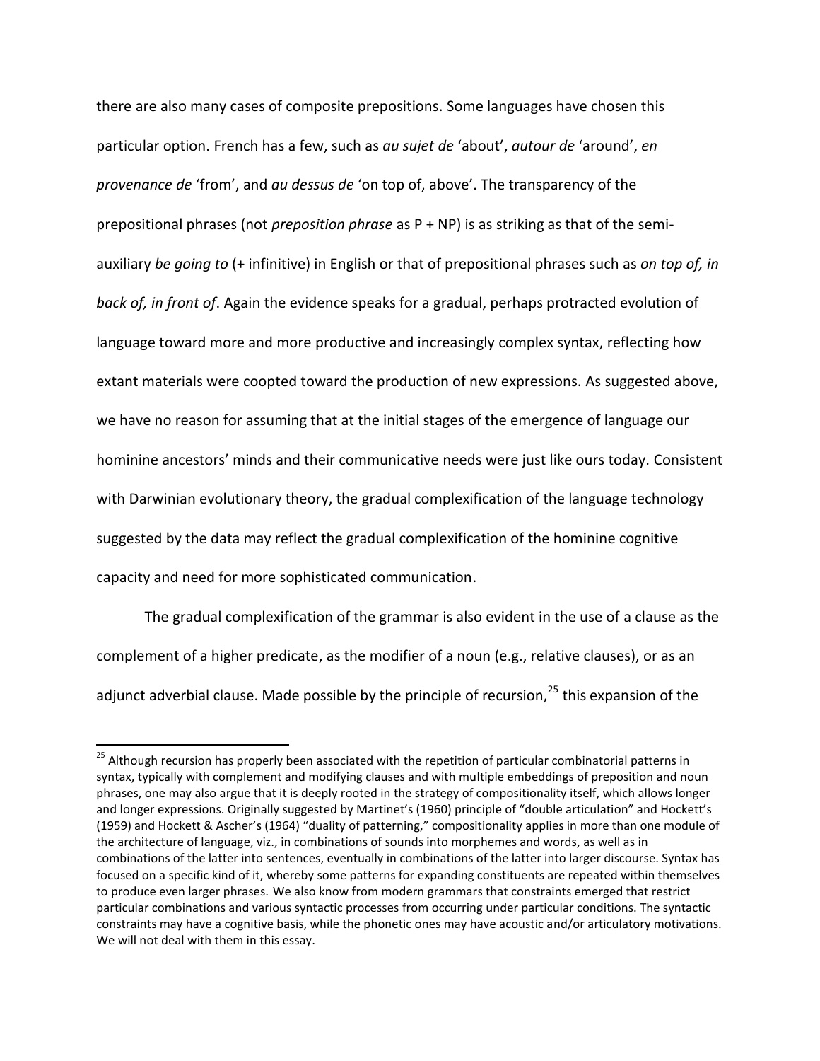there are also many cases of composite prepositions. Some languages have chosen this particular option. French has a few, such as *au sujet de* 'about', *autour de* 'around', *en provenance de* 'from', and *au dessus de* 'on top of, above'. The transparency of the prepositional phrases (not *preposition phrase* as P + NP) is as striking as that of the semi-auxiliary *be going to* (+ infinitive) in English or that of prepositional phrases such as *on top of, in back of, in front of*. Again the evidence speaks for a gradual, perhaps protracted evolution of language toward more and more productive and increasingly complex syntax, reflecting how extant materials were coopted toward the production of new expressions. As suggested above, we have no reason for assuming that at the initial stages of the emergence of language our hominine ancestors' minds and their communicative needs were just like ours today. Consistent with Darwinian evolutionary theory, the gradual complexification of the language technology suggested by the data may reflect the gradual complexification of the hominine cognitive capacity and need for more sophisticated communication.

The gradual complexification of the grammar is also evident in the use of a clause as the complement of a higher predicate, as the modifier of a noun (e.g., relative clauses), or as an adjunct adverbial clause. Made possible by the principle of recursion,[25] this expansion of the

---

[25] Although recursion has properly been associated with the repetition of particular combinatorial patterns in syntax, typically with complement and modifying clauses and with multiple embeddings of preposition and noun phrases, one may also argue that it is deeply rooted in the strategy of compositionality itself, which allows longer and longer expressions. Originally suggested by Martinet's (1960) principle of "double articulation" and Hockett's (1959) and Hockett & Ascher's (1964) "duality of patterning," compositionality applies in more than one module of the architecture of language, viz., in combinations of sounds into morphemes and words, as well as in combinations of the latter into sentences, eventually in combinations of the latter into larger discourse. Syntax has focused on a specific kind of it, whereby some patterns for expanding constituents are repeated within themselves to produce even larger phrases. We also know from modern grammars that constraints emerged that restrict particular combinations and various syntactic processes from occurring under particular conditions. The syntactic constraints may have a cognitive basis, while the phonetic ones may have acoustic and/or articulatory motivations. We will not deal with them in this essay.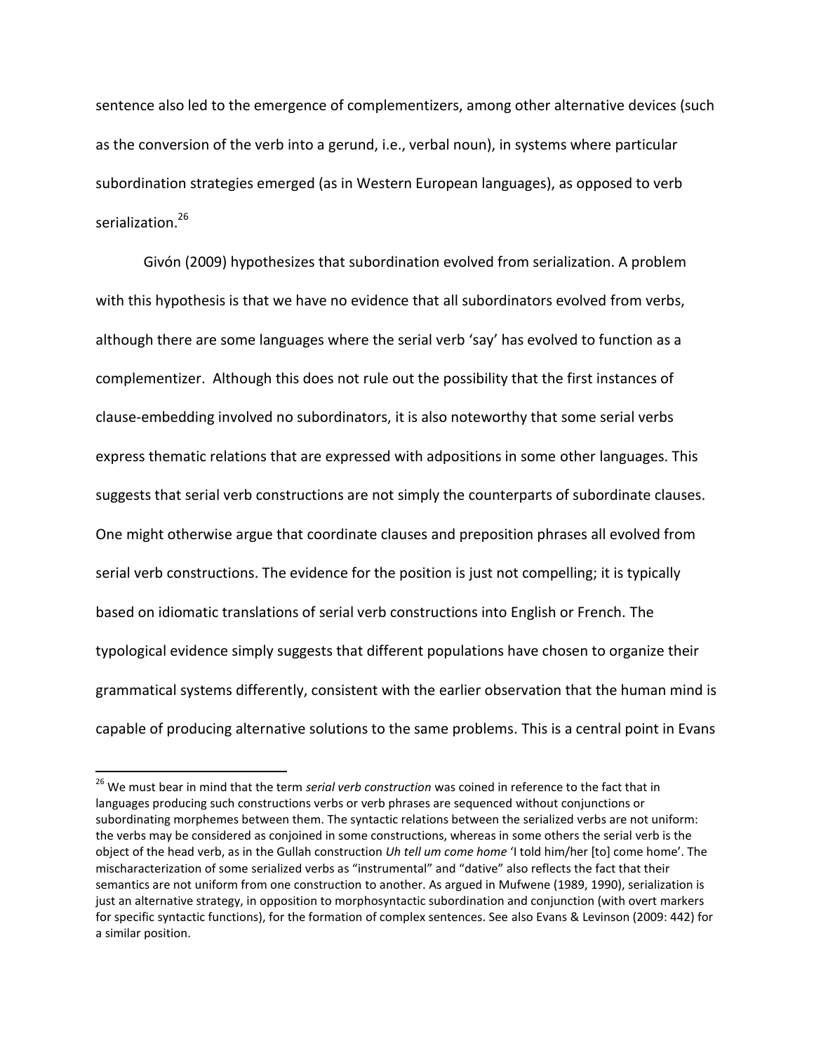sentence also led to the emergence of complementizers, among other alternative devices (such as the conversion of the verb into a gerund, i.e., verbal noun), in systems where particular subordination strategies emerged (as in Western European languages), as opposed to verb serialization.[26]

Givón (2009) hypothesizes that subordination evolved from serialization. A problem with this hypothesis is that we have no evidence that all subordinators evolved from verbs, although there are some languages where the serial verb 'say' has evolved to function as a complementizer. Although this does not rule out the possibility that the first instances of clause-embedding involved no subordinators, it is also noteworthy that some serial verbs express thematic relations that are expressed with adpositions in some other languages. This suggests that serial verb constructions are not simply the counterparts of subordinate clauses. One might otherwise argue that coordinate clauses and preposition phrases all evolved from serial verb constructions. The evidence for the position is just not compelling; it is typically based on idiomatic translations of serial verb constructions into English or French. The typological evidence simply suggests that different populations have chosen to organize their grammatical systems differently, consistent with the earlier observation that the human mind is capable of producing alternative solutions to the same problems. This is a central point in Evans

---

[26] We must bear in mind that the term *serial verb construction* was coined in reference to the fact that in languages producing such constructions verbs or verb phrases are sequenced without conjunctions or subordinating morphemes between them. The syntactic relations between the serialized verbs are not uniform: the verbs may be considered as conjoined in some constructions, whereas in some others the serial verb is the object of the head verb, as in the Gullah construction *Uh tell um come home* 'I told him/her [to] come home'. The mischaracterization of some serialized verbs as "instrumental" and "dative" also reflects the fact that their semantics are not uniform from one construction to another. As argued in Mufwene (1989, 1990), serialization is just an alternative strategy, in opposition to morphosyntactic subordination and conjunction (with overt markers for specific syntactic functions), for the formation of complex sentences. See also Evans & Levinson (2009: 442) for a similar position.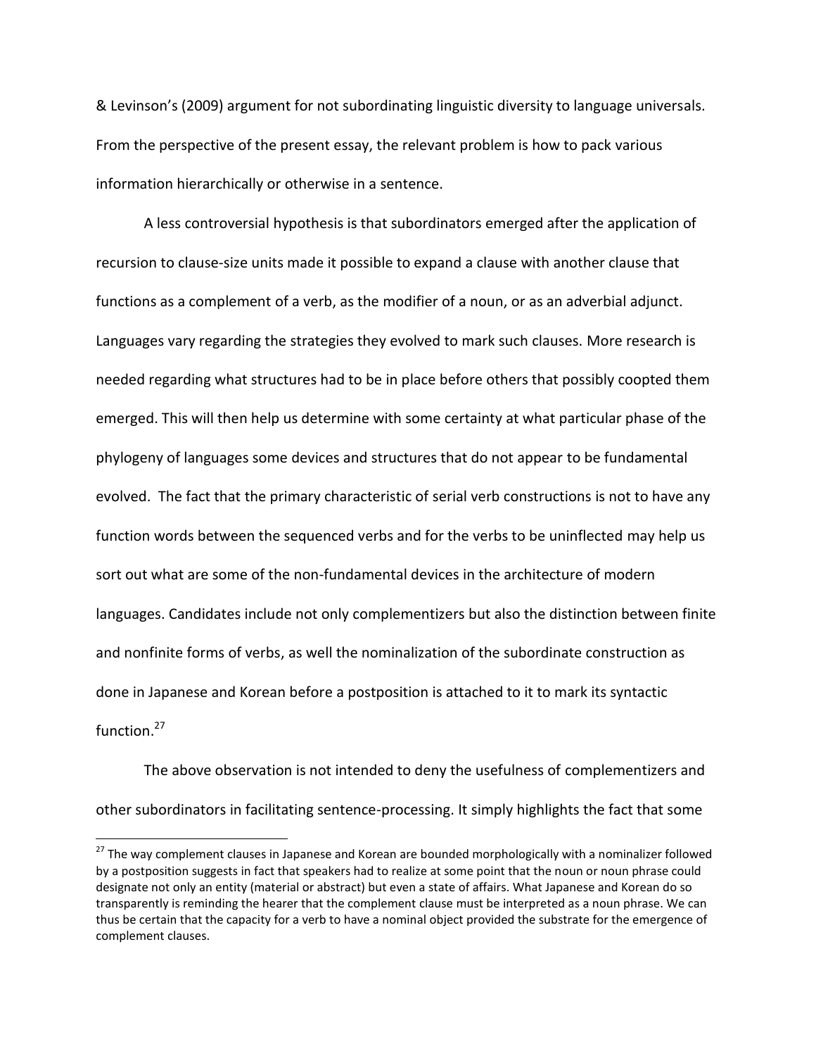& Levinson's (2009) argument for not subordinating linguistic diversity to language universals. From the perspective of the present essay, the relevant problem is how to pack various information hierarchically or otherwise in a sentence.

A less controversial hypothesis is that subordinators emerged after the application of recursion to clause-size units made it possible to expand a clause with another clause that functions as a complement of a verb, as the modifier of a noun, or as an adverbial adjunct. Languages vary regarding the strategies they evolved to mark such clauses. More research is needed regarding what structures had to be in place before others that possibly coopted them emerged. This will then help us determine with some certainty at what particular phase of the phylogeny of languages some devices and structures that do not appear to be fundamental evolved. The fact that the primary characteristic of serial verb constructions is not to have any function words between the sequenced verbs and for the verbs to be uninflected may help us sort out what are some of the non-fundamental devices in the architecture of modern languages. Candidates include not only complementizers but also the distinction between finite and nonfinite forms of verbs, as well the nominalization of the subordinate construction as done in Japanese and Korean before a postposition is attached to it to mark its syntactic function.[27]

The above observation is not intended to deny the usefulness of complementizers and other subordinators in facilitating sentence-processing. It simply highlights the fact that some

---

[27] The way complement clauses in Japanese and Korean are bounded morphologically with a nominalizer followed by a postposition suggests in fact that speakers had to realize at some point that the noun or noun phrase could designate not only an entity (material or abstract) but even a state of affairs. What Japanese and Korean do so transparently is reminding the hearer that the complement clause must be interpreted as a noun phrase. We can thus be certain that the capacity for a verb to have a nominal object provided the substrate for the emergence of complement clauses.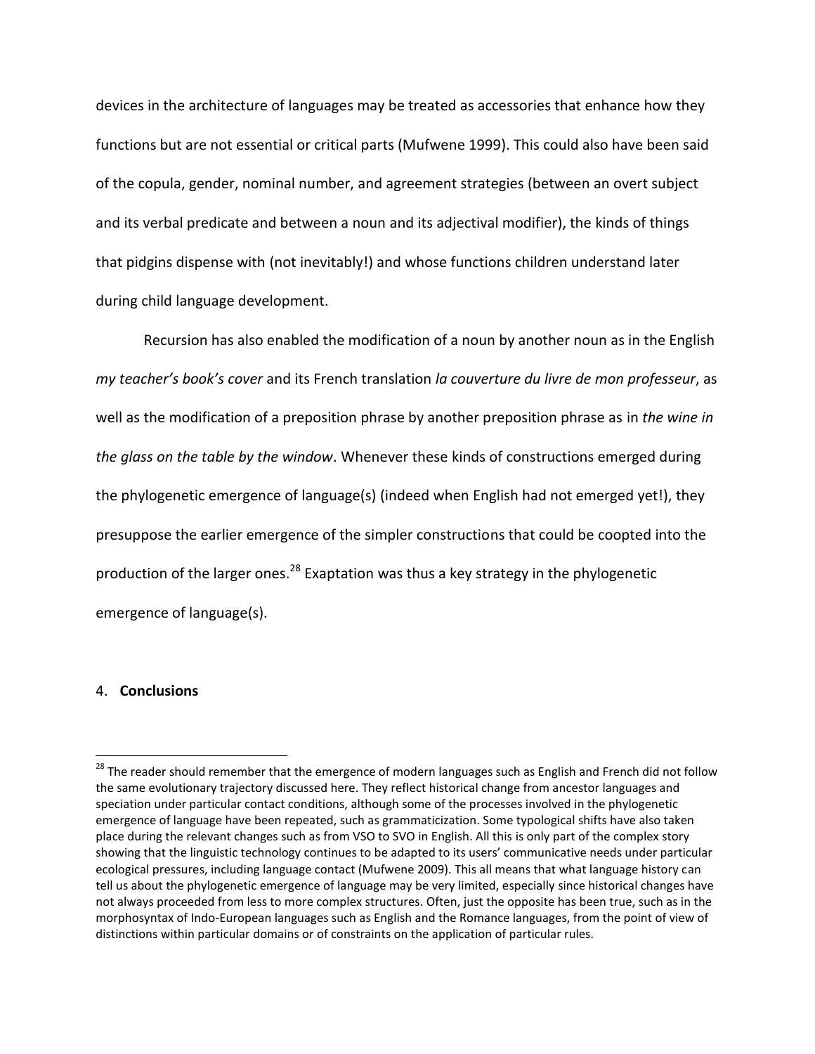devices in the architecture of languages may be treated as accessories that enhance how they functions but are not essential or critical parts (Mufwene 1999). This could also have been said of the copula, gender, nominal number, and agreement strategies (between an overt subject and its verbal predicate and between a noun and its adjectival modifier), the kinds of things that pidgins dispense with (not inevitably!) and whose functions children understand later during child language development.

Recursion has also enabled the modification of a noun by another noun as in the English *my teacher's book's cover* and its French translation *la couverture du livre de mon professeur*, as well as the modification of a preposition phrase by another preposition phrase as in *the wine in the glass on the table by the window*. Whenever these kinds of constructions emerged during the phylogenetic emergence of language(s) (indeed when English had not emerged yet!), they presuppose the earlier emergence of the simpler constructions that could be coopted into the production of the larger ones.[28] Exaptation was thus a key strategy in the phylogenetic emergence of language(s).

## 4. **Conclusions**

---

[28] The reader should remember that the emergence of modern languages such as English and French did not follow the same evolutionary trajectory discussed here. They reflect historical change from ancestor languages and speciation under particular contact conditions, although some of the processes involved in the phylogenetic emergence of language have been repeated, such as grammaticization. Some typological shifts have also taken place during the relevant changes such as from VSO to SVO in English. All this is only part of the complex story showing that the linguistic technology continues to be adapted to its users' communicative needs under particular ecological pressures, including language contact (Mufwene 2009). This all means that what language history can tell us about the phylogenetic emergence of language may be very limited, especially since historical changes have not always proceeded from less to more complex structures. Often, just the opposite has been true, such as in the morphosyntax of Indo-European languages such as English and the Romance languages, from the point of view of distinctions within particular domains or of constraints on the application of particular rules.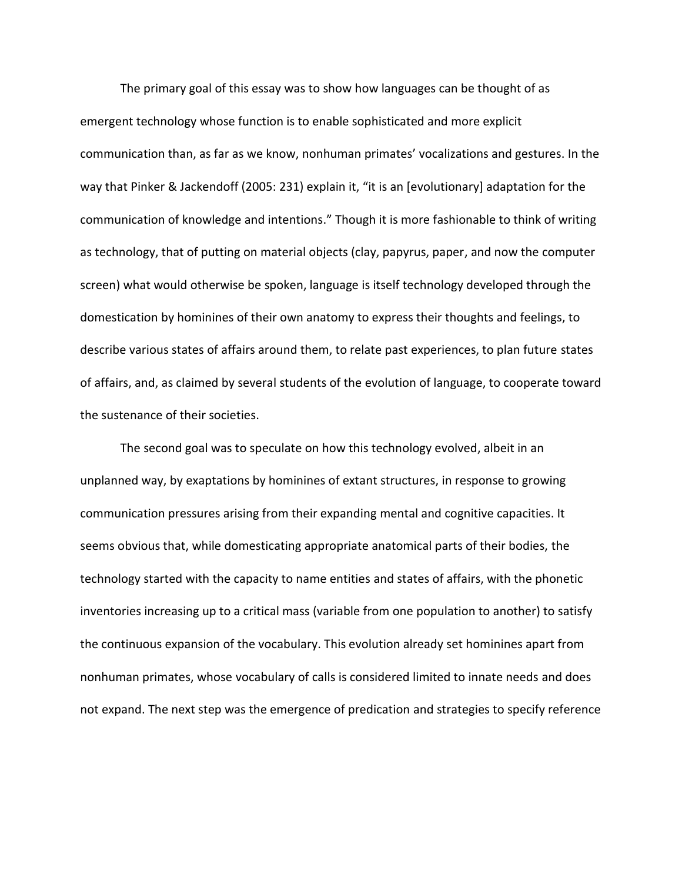The primary goal of this essay was to show how languages can be thought of as emergent technology whose function is to enable sophisticated and more explicit communication than, as far as we know, nonhuman primates' vocalizations and gestures. In the way that Pinker & Jackendoff (2005: 231) explain it, "it is an [evolutionary] adaptation for the communication of knowledge and intentions." Though it is more fashionable to think of writing as technology, that of putting on material objects (clay, papyrus, paper, and now the computer screen) what would otherwise be spoken, language is itself technology developed through the domestication by hominines of their own anatomy to express their thoughts and feelings, to describe various states of affairs around them, to relate past experiences, to plan future states of affairs, and, as claimed by several students of the evolution of language, to cooperate toward the sustenance of their societies.

The second goal was to speculate on how this technology evolved, albeit in an unplanned way, by exaptations by hominines of extant structures, in response to growing communication pressures arising from their expanding mental and cognitive capacities. It seems obvious that, while domesticating appropriate anatomical parts of their bodies, the technology started with the capacity to name entities and states of affairs, with the phonetic inventories increasing up to a critical mass (variable from one population to another) to satisfy the continuous expansion of the vocabulary. This evolution already set hominines apart from nonhuman primates, whose vocabulary of calls is considered limited to innate needs and does not expand. The next step was the emergence of predication and strategies to specify reference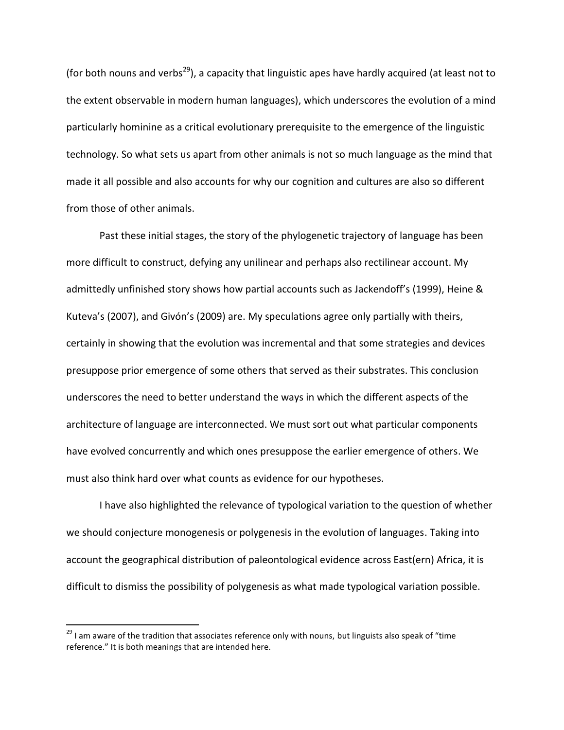(for both nouns and verbs[29]), a capacity that linguistic apes have hardly acquired (at least not to the extent observable in modern human languages), which underscores the evolution of a mind particularly hominine as a critical evolutionary prerequisite to the emergence of the linguistic technology. So what sets us apart from other animals is not so much language as the mind that made it all possible and also accounts for why our cognition and cultures are also so different from those of other animals.

Past these initial stages, the story of the phylogenetic trajectory of language has been more difficult to construct, defying any unilinear and perhaps also rectilinear account. My admittedly unfinished story shows how partial accounts such as Jackendoff's (1999), Heine & Kuteva's (2007), and Givón's (2009) are. My speculations agree only partially with theirs, certainly in showing that the evolution was incremental and that some strategies and devices presuppose prior emergence of some others that served as their substrates. This conclusion underscores the need to better understand the ways in which the different aspects of the architecture of language are interconnected. We must sort out what particular components have evolved concurrently and which ones presuppose the earlier emergence of others. We must also think hard over what counts as evidence for our hypotheses.

I have also highlighted the relevance of typological variation to the question of whether we should conjecture monogenesis or polygenesis in the evolution of languages. Taking into account the geographical distribution of paleontological evidence across East(ern) Africa, it is difficult to dismiss the possibility of polygenesis as what made typological variation possible.

---

[29] I am aware of the tradition that associates reference only with nouns, but linguists also speak of "time reference." It is both meanings that are intended here.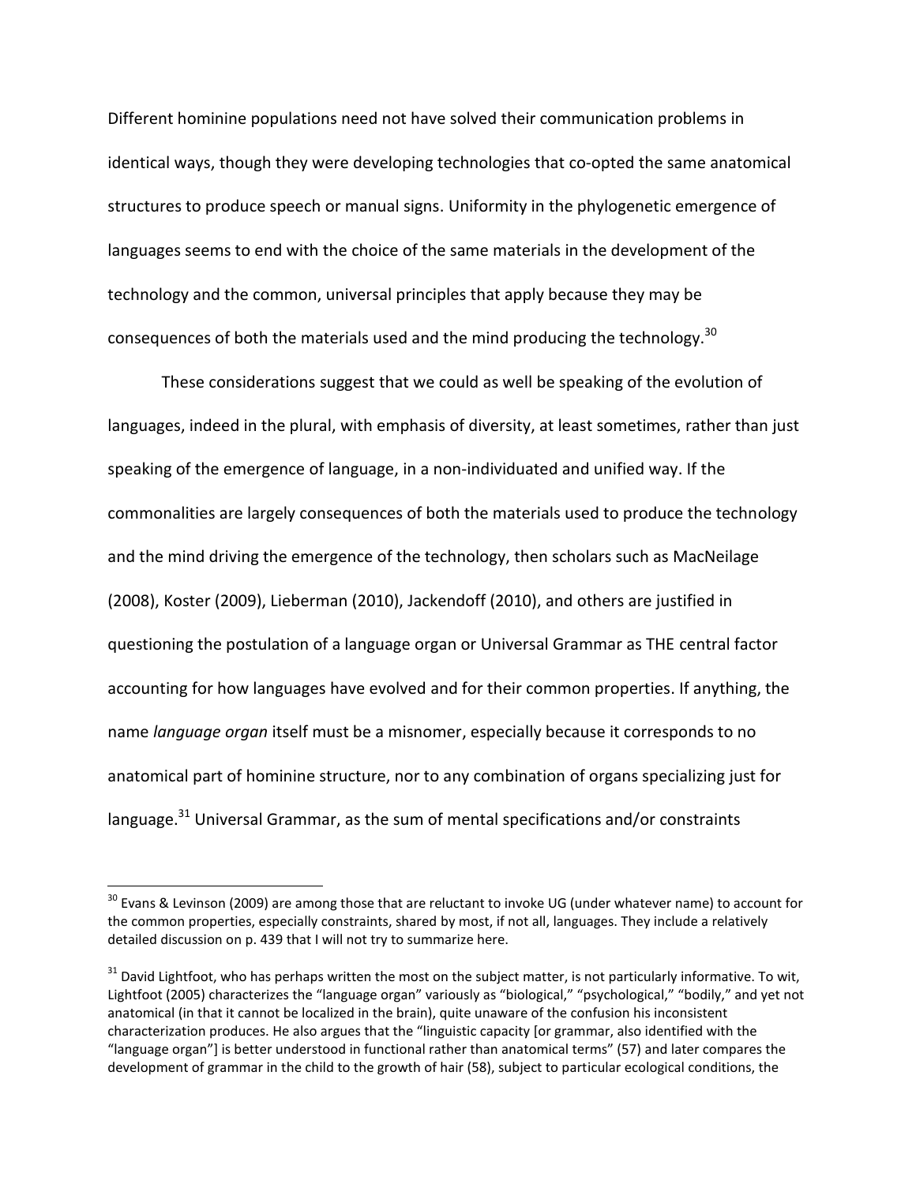Different hominine populations need not have solved their communication problems in identical ways, though they were developing technologies that co-opted the same anatomical structures to produce speech or manual signs. Uniformity in the phylogenetic emergence of languages seems to end with the choice of the same materials in the development of the technology and the common, universal principles that apply because they may be consequences of both the materials used and the mind producing the technology.[30]

These considerations suggest that we could as well be speaking of the evolution of languages, indeed in the plural, with emphasis of diversity, at least sometimes, rather than just speaking of the emergence of language, in a non-individuated and unified way. If the commonalities are largely consequences of both the materials used to produce the technology and the mind driving the emergence of the technology, then scholars such as MacNeilage (2008), Koster (2009), Lieberman (2010), Jackendoff (2010), and others are justified in questioning the postulation of a language organ or Universal Grammar as THE central factor accounting for how languages have evolved and for their common properties. If anything, the name *language organ* itself must be a misnomer, especially because it corresponds to no anatomical part of hominine structure, nor to any combination of organs specializing just for language.[31] Universal Grammar, as the sum of mental specifications and/or constraints

---

[30] Evans & Levinson (2009) are among those that are reluctant to invoke UG (under whatever name) to account for the common properties, especially constraints, shared by most, if not all, languages. They include a relatively detailed discussion on p. 439 that I will not try to summarize here.

[31] David Lightfoot, who has perhaps written the most on the subject matter, is not particularly informative. To wit, Lightfoot (2005) characterizes the "language organ" variously as "biological," "psychological," "bodily," and yet not anatomical (in that it cannot be localized in the brain), quite unaware of the confusion his inconsistent characterization produces. He also argues that the "linguistic capacity [or grammar, also identified with the "language organ"] is better understood in functional rather than anatomical terms" (57) and later compares the development of grammar in the child to the growth of hair (58), subject to particular ecological conditions, the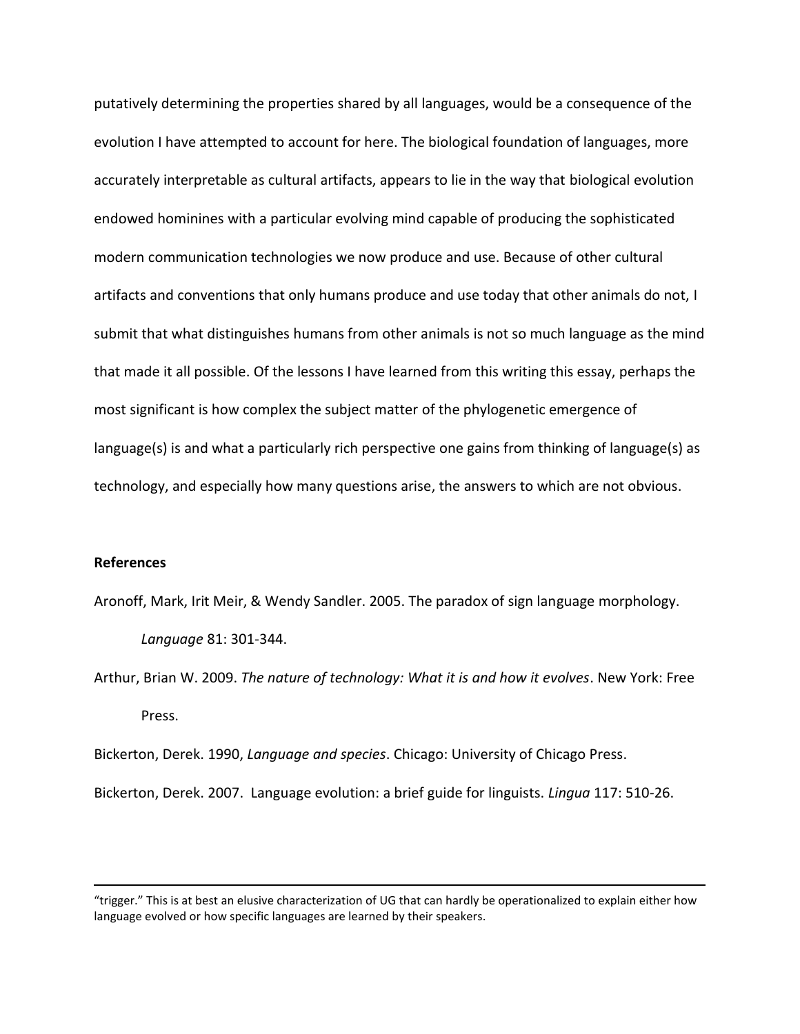putatively determining the properties shared by all languages, would be a consequence of the evolution I have attempted to account for here. The biological foundation of languages, more accurately interpretable as cultural artifacts, appears to lie in the way that biological evolution endowed hominines with a particular evolving mind capable of producing the sophisticated modern communication technologies we now produce and use. Because of other cultural artifacts and conventions that only humans produce and use today that other animals do not, I submit that what distinguishes humans from other animals is not so much language as the mind that made it all possible. Of the lessons I have learned from this writing this essay, perhaps the most significant is how complex the subject matter of the phylogenetic emergence of language(s) is and what a particularly rich perspective one gains from thinking of language(s) as technology, and especially how many questions arise, the answers to which are not obvious.

**References**

Aronoff, Mark, Irit Meir, & Wendy Sandler. 2005. The paradox of sign language morphology. *Language* 81: 301-344.

Arthur, Brian W. 2009. *The nature of technology: What it is and how it evolves*. New York: Free Press.

Bickerton, Derek. 1990, *Language and species*. Chicago: University of Chicago Press.

Bickerton, Derek. 2007. Language evolution: a brief guide for linguists. *Lingua* 117: 510-26.

---

"trigger." This is at best an elusive characterization of UG that can hardly be operationalized to explain either how language evolved or how specific languages are learned by their speakers.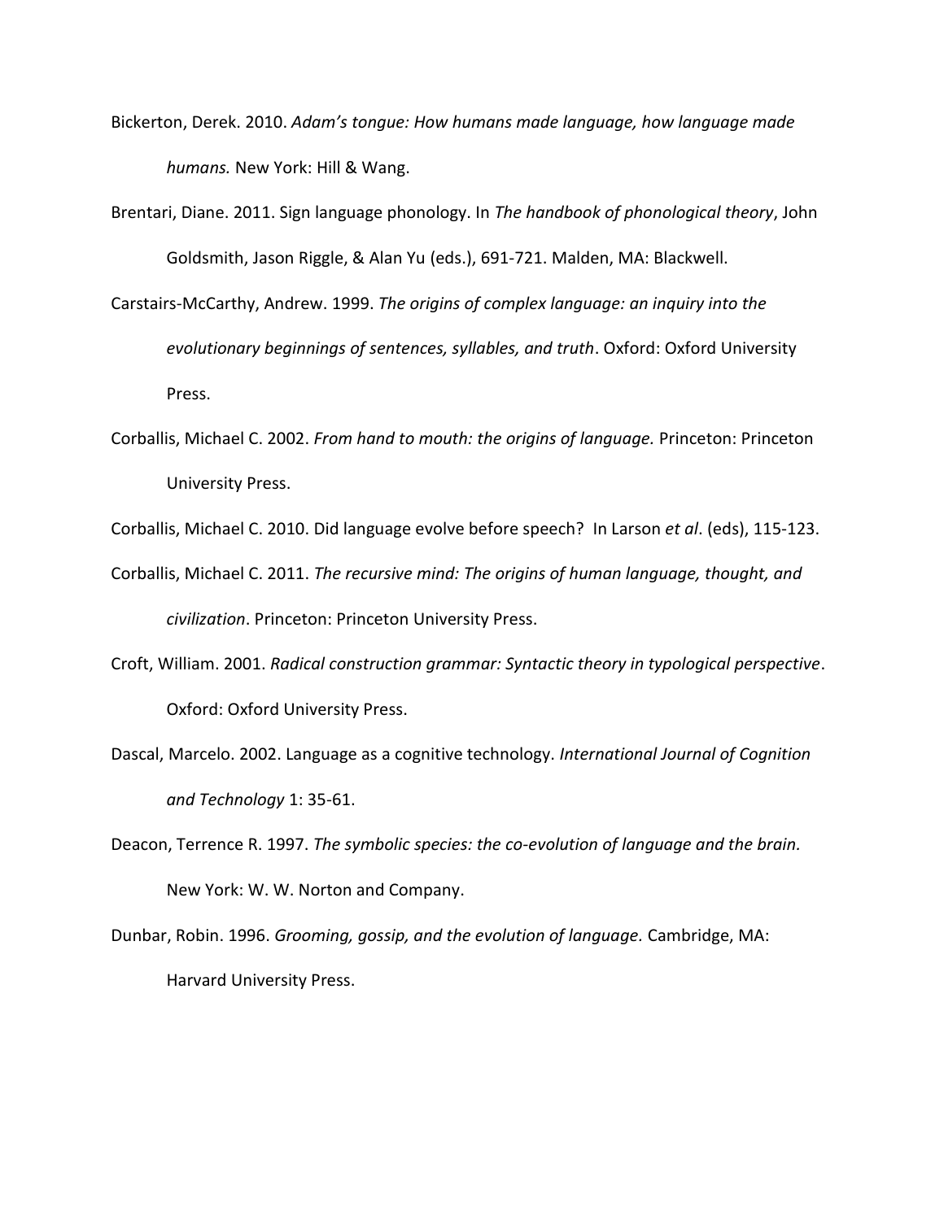Bickerton, Derek. 2010. *Adam's tongue: How humans made language, how language made humans.* New York: Hill & Wang.

Brentari, Diane. 2011. Sign language phonology. In *The handbook of phonological theory*, John Goldsmith, Jason Riggle, & Alan Yu (eds.), 691-721. Malden, MA: Blackwell.

Carstairs-McCarthy, Andrew. 1999. *The origins of complex language: an inquiry into the evolutionary beginnings of sentences, syllables, and truth*. Oxford: Oxford University Press.

Corballis, Michael C. 2002. *From hand to mouth: the origins of language.* Princeton: Princeton University Press.

Corballis, Michael C. 2010. Did language evolve before speech? In Larson *et al*. (eds), 115-123.

Corballis, Michael C. 2011. *The recursive mind: The origins of human language, thought, and civilization*. Princeton: Princeton University Press.

Croft, William. 2001. *Radical construction grammar: Syntactic theory in typological perspective*. Oxford: Oxford University Press.

Dascal, Marcelo. 2002. Language as a cognitive technology. *International Journal of Cognition and Technology* 1: 35-61.

Deacon, Terrence R. 1997. *The symbolic species: the co-evolution of language and the brain.* New York: W. W. Norton and Company.

Dunbar, Robin. 1996. *Grooming, gossip, and the evolution of language.* Cambridge, MA: Harvard University Press.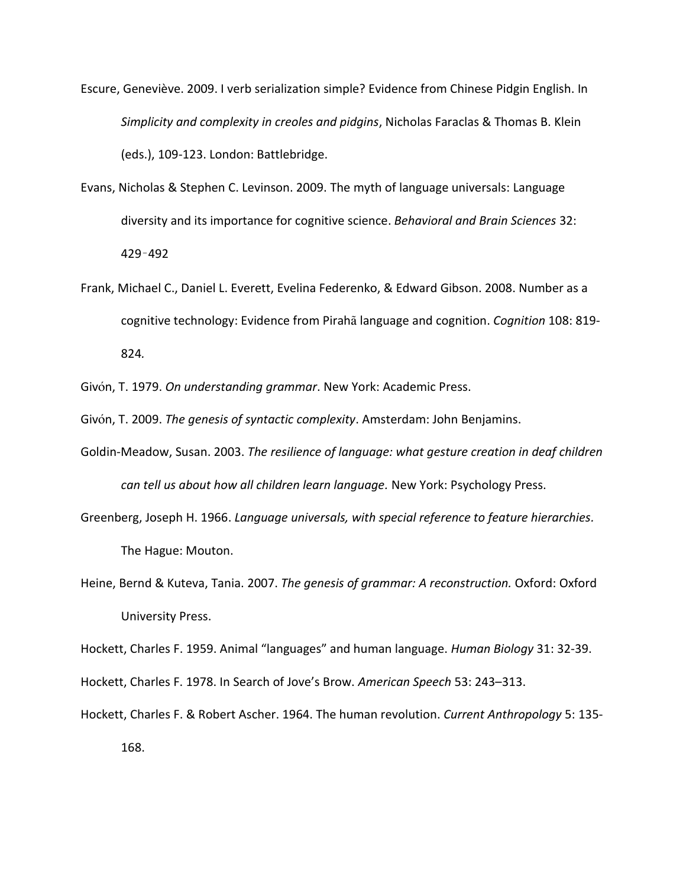Escure, Geneviève. 2009. I verb serialization simple? Evidence from Chinese Pidgin English. In *Simplicity and complexity in creoles and pidgins*, Nicholas Faraclas & Thomas B. Klein (eds.), 109-123. London: Battlebridge.

Evans, Nicholas & Stephen C. Levinson. 2009. The myth of language universals: Language diversity and its importance for cognitive science. *Behavioral and Brain Sciences* 32: 429‑492

Frank, Michael C., Daniel L. Everett, Evelina Federenko, & Edward Gibson. 2008. Number as a cognitive technology: Evidence from Pirahã language and cognition. *Cognition* 108: 819-824.

Givón, T. 1979. *On understanding grammar*. New York: Academic Press.

Givón, T. 2009. *The genesis of syntactic complexity*. Amsterdam: John Benjamins.

Goldin-Meadow, Susan. 2003. *The resilience of language: what gesture creation in deaf children can tell us about how all children learn language.* New York: Psychology Press.

Greenberg, Joseph H. 1966. *Language universals, with special reference to feature hierarchies*. The Hague: Mouton.

Heine, Bernd & Kuteva, Tania. 2007. *The genesis of grammar: A reconstruction.* Oxford: Oxford University Press.

Hockett, Charles F. 1959. Animal "languages" and human language. *Human Biology* 31: 32-39.

Hockett, Charles F. 1978. In Search of Jove's Brow. *American Speech* 53: 243–313.

Hockett, Charles F. & Robert Ascher. 1964. The human revolution. *Current Anthropology* 5: 135-168.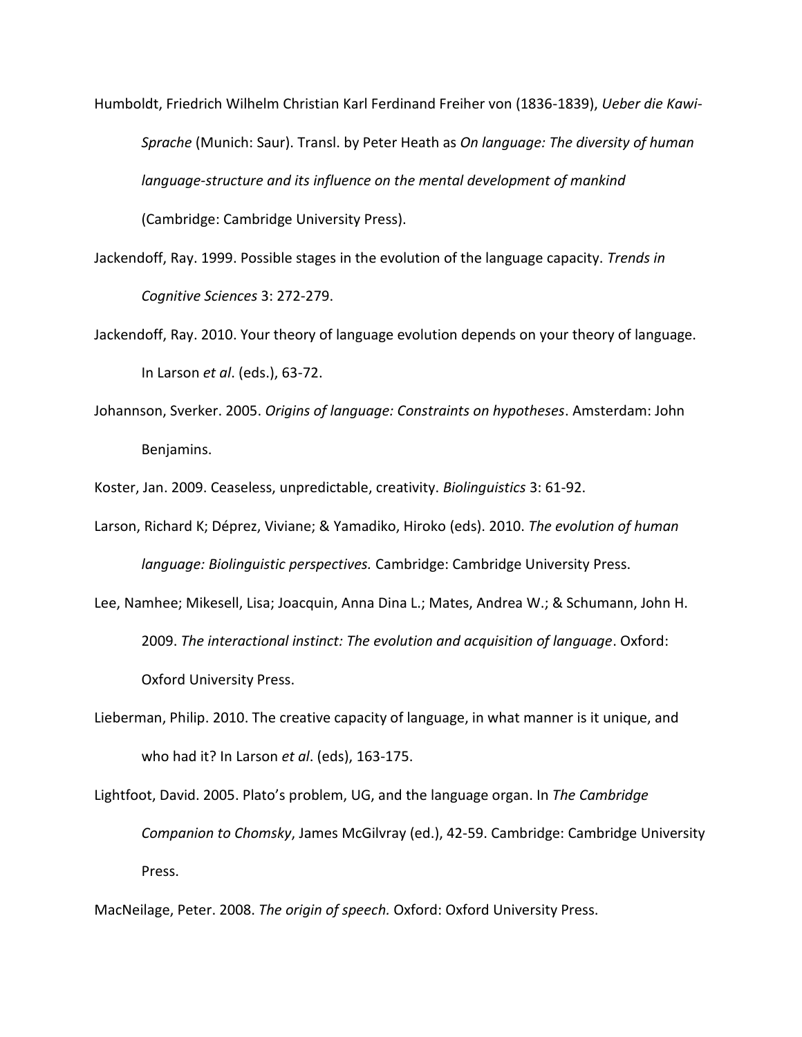Humboldt, Friedrich Wilhelm Christian Karl Ferdinand Freiher von (1836-1839), *Ueber die Kawi-Sprache* (Munich: Saur). Transl. by Peter Heath as *On language: The diversity of human language-structure and its influence on the mental development of mankind* (Cambridge: Cambridge University Press).

Jackendoff, Ray. 1999. Possible stages in the evolution of the language capacity. *Trends in Cognitive Sciences* 3: 272-279.

Jackendoff, Ray. 2010. Your theory of language evolution depends on your theory of language. In Larson *et al*. (eds.), 63-72.

Johannson, Sverker. 2005. *Origins of language: Constraints on hypotheses*. Amsterdam: John Benjamins.

Koster, Jan. 2009. Ceaseless, unpredictable, creativity. *Biolinguistics* 3: 61-92.

Larson, Richard K; Déprez, Viviane; & Yamadiko, Hiroko (eds). 2010. *The evolution of human language: Biolinguistic perspectives.* Cambridge: Cambridge University Press.

Lee, Namhee; Mikesell, Lisa; Joacquin, Anna Dina L.; Mates, Andrea W.; & Schumann, John H. 2009. *The interactional instinct: The evolution and acquisition of language*. Oxford: Oxford University Press.

Lieberman, Philip. 2010. The creative capacity of language, in what manner is it unique, and who had it? In Larson *et al*. (eds), 163-175.

Lightfoot, David. 2005. Plato's problem, UG, and the language organ. In *The Cambridge Companion to Chomsky*, James McGilvray (ed.), 42-59. Cambridge: Cambridge University Press.

MacNeilage, Peter. 2008. *The origin of speech.* Oxford: Oxford University Press.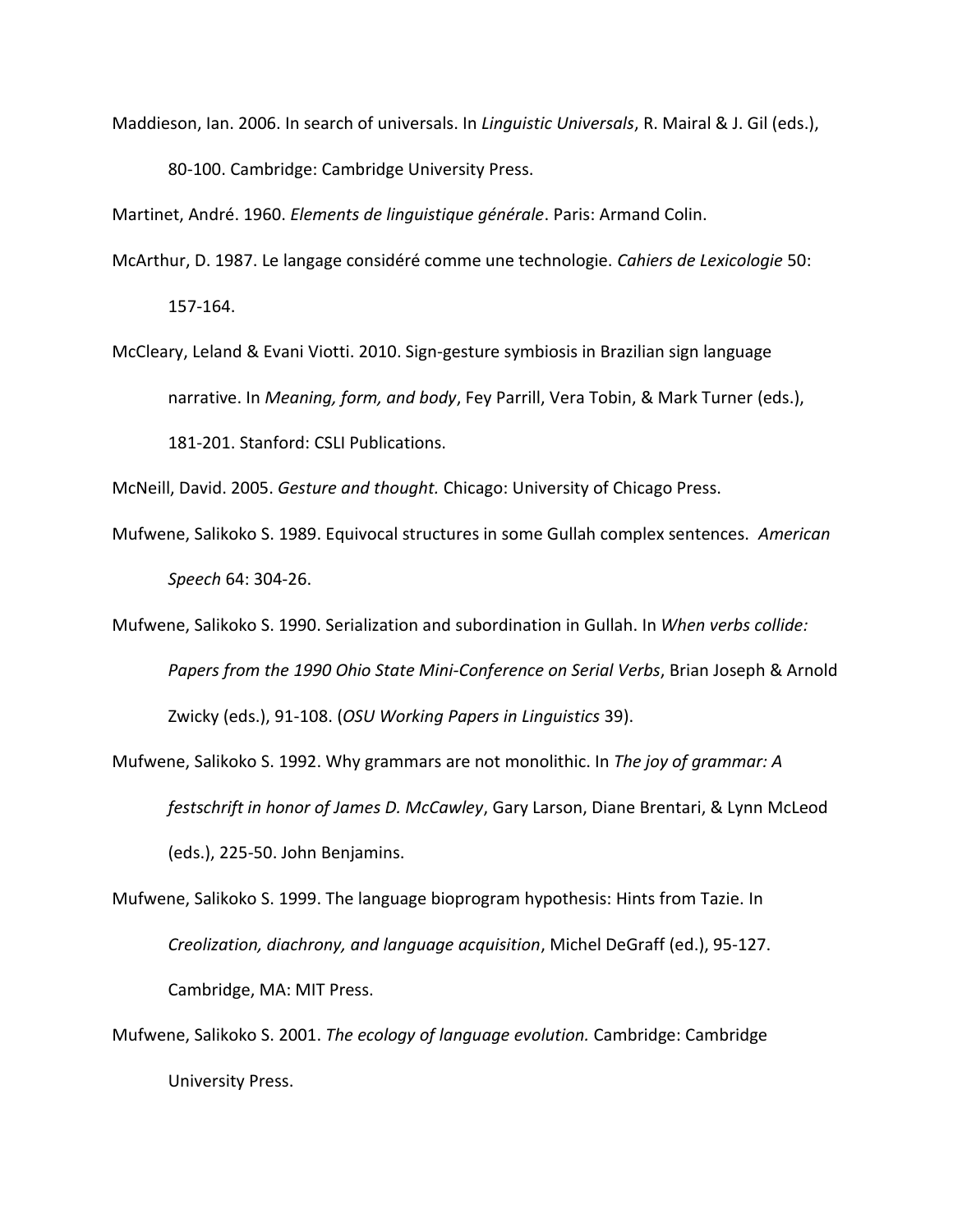Maddieson, Ian. 2006. In search of universals. In *Linguistic Universals*, R. Mairal & J. Gil (eds.), 80-100. Cambridge: Cambridge University Press.

Martinet, André. 1960. *Elements de linguistique générale*. Paris: Armand Colin.

McArthur, D. 1987. Le langage considéré comme une technologie. *Cahiers de Lexicologie* 50: 157-164.

McCleary, Leland & Evani Viotti. 2010. Sign-gesture symbiosis in Brazilian sign language narrative. In *Meaning, form, and body*, Fey Parrill, Vera Tobin, & Mark Turner (eds.), 181-201. Stanford: CSLI Publications.

McNeill, David. 2005. *Gesture and thought.* Chicago: University of Chicago Press.

Mufwene, Salikoko S. 1989. Equivocal structures in some Gullah complex sentences. *American Speech* 64: 304-26.

Mufwene, Salikoko S. 1990. Serialization and subordination in Gullah. In *When verbs collide: Papers from the 1990 Ohio State Mini-Conference on Serial Verbs*, Brian Joseph & Arnold Zwicky (eds.), 91-108. (*OSU Working Papers in Linguistics* 39).

Mufwene, Salikoko S. 1992. Why grammars are not monolithic. In *The joy of grammar: A festschrift in honor of James D. McCawley*, Gary Larson, Diane Brentari, & Lynn McLeod (eds.), 225-50. John Benjamins.

Mufwene, Salikoko S. 1999. The language bioprogram hypothesis: Hints from Tazie. In *Creolization, diachrony, and language acquisition*, Michel DeGraff (ed.), 95-127. Cambridge, MA: MIT Press.

Mufwene, Salikoko S. 2001. *The ecology of language evolution.* Cambridge: Cambridge University Press.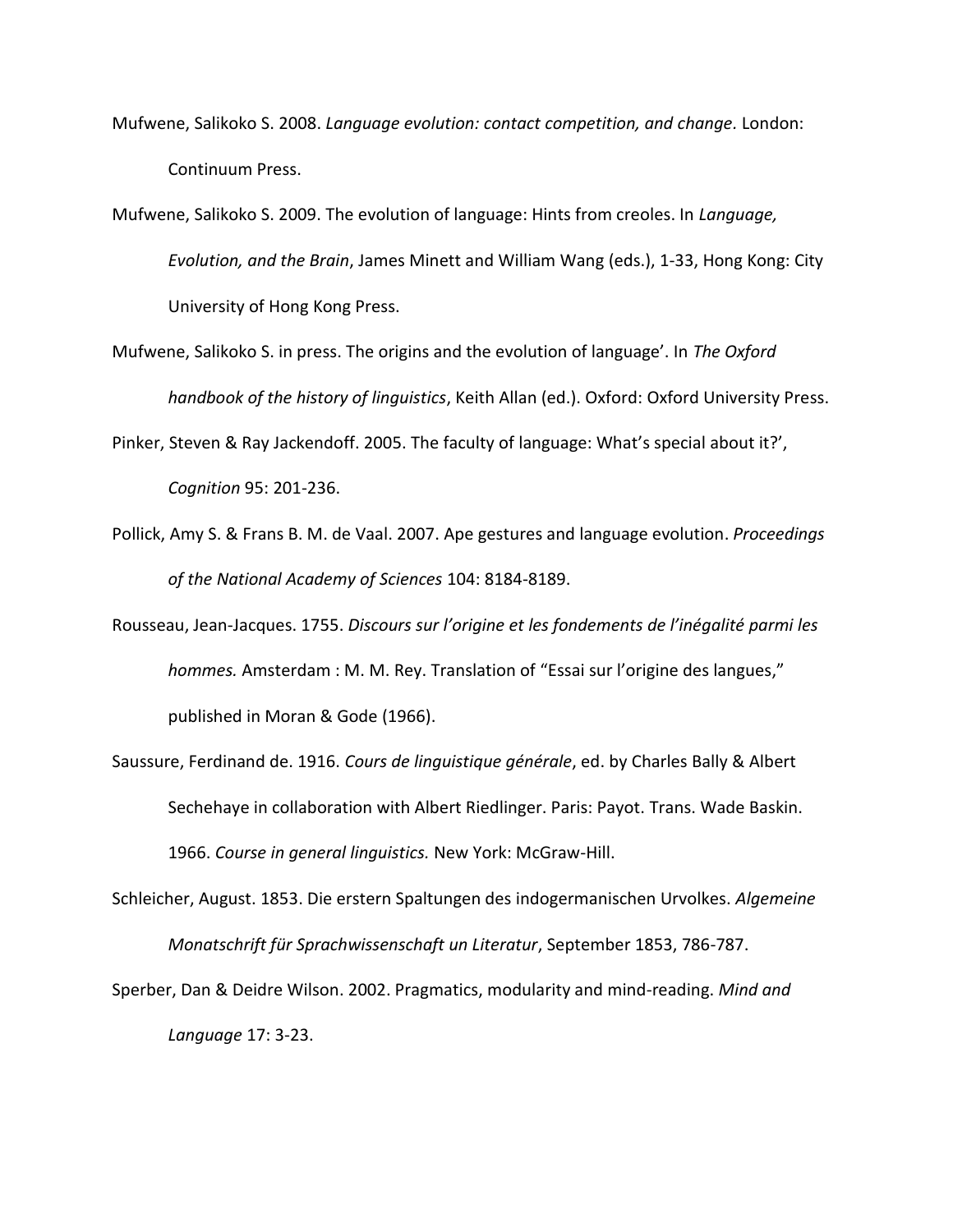Mufwene, Salikoko S. 2008. *Language evolution: contact competition, and change*. London: Continuum Press.

Mufwene, Salikoko S. 2009. The evolution of language: Hints from creoles. In *Language, Evolution, and the Brain*, James Minett and William Wang (eds.), 1-33, Hong Kong: City University of Hong Kong Press.

Mufwene, Salikoko S. in press. The origins and the evolution of language'. In *The Oxford handbook of the history of linguistics*, Keith Allan (ed.). Oxford: Oxford University Press.

Pinker, Steven & Ray Jackendoff. 2005. The faculty of language: What's special about it?', *Cognition* 95: 201-236.

Pollick, Amy S. & Frans B. M. de Vaal. 2007. Ape gestures and language evolution. *Proceedings of the National Academy of Sciences* 104: 8184-8189.

Rousseau, Jean-Jacques. 1755. *Discours sur l'origine et les fondements de l'inégalité parmi les hommes.* Amsterdam : M. M. Rey. Translation of "Essai sur l'origine des langues," published in Moran & Gode (1966).

Saussure, Ferdinand de. 1916. *Cours de linguistique générale*, ed. by Charles Bally & Albert Sechehaye in collaboration with Albert Riedlinger. Paris: Payot. Trans. Wade Baskin. 1966. *Course in general linguistics.* New York: McGraw-Hill.

Schleicher, August. 1853. Die erstern Spaltungen des indogermanischen Urvolkes. *Algemeine Monatschrift für Sprachwissenschaft un Literatur*, September 1853, 786-787.

Sperber, Dan & Deidre Wilson. 2002. Pragmatics, modularity and mind-reading. *Mind and Language* 17: 3-23.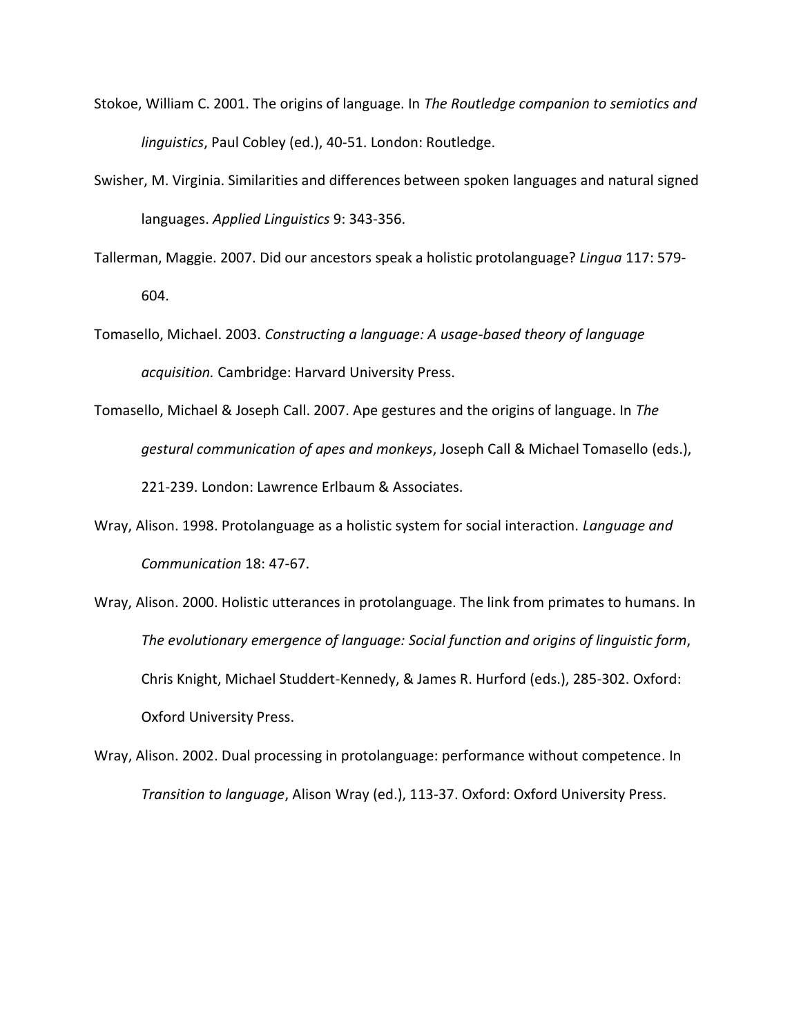Stokoe, William C. 2001. The origins of language. In *The Routledge companion to semiotics and linguistics*, Paul Cobley (ed.), 40-51. London: Routledge.

Swisher, M. Virginia. Similarities and differences between spoken languages and natural signed languages. *Applied Linguistics* 9: 343-356.

Tallerman, Maggie. 2007. Did our ancestors speak a holistic protolanguage? *Lingua* 117: 579-604.

Tomasello, Michael. 2003. *Constructing a language: A usage-based theory of language acquisition.* Cambridge: Harvard University Press.

Tomasello, Michael & Joseph Call. 2007. Ape gestures and the origins of language. In *The gestural communication of apes and monkeys*, Joseph Call & Michael Tomasello (eds.), 221-239. London: Lawrence Erlbaum & Associates.

Wray, Alison. 1998. Protolanguage as a holistic system for social interaction. *Language and Communication* 18: 47-67.

Wray, Alison. 2000. Holistic utterances in protolanguage. The link from primates to humans. In *The evolutionary emergence of language: Social function and origins of linguistic form*, Chris Knight, Michael Studdert-Kennedy, & James R. Hurford (eds.), 285-302. Oxford: Oxford University Press.

Wray, Alison. 2002. Dual processing in protolanguage: performance without competence. In *Transition to language*, Alison Wray (ed.), 113-37. Oxford: Oxford University Press.